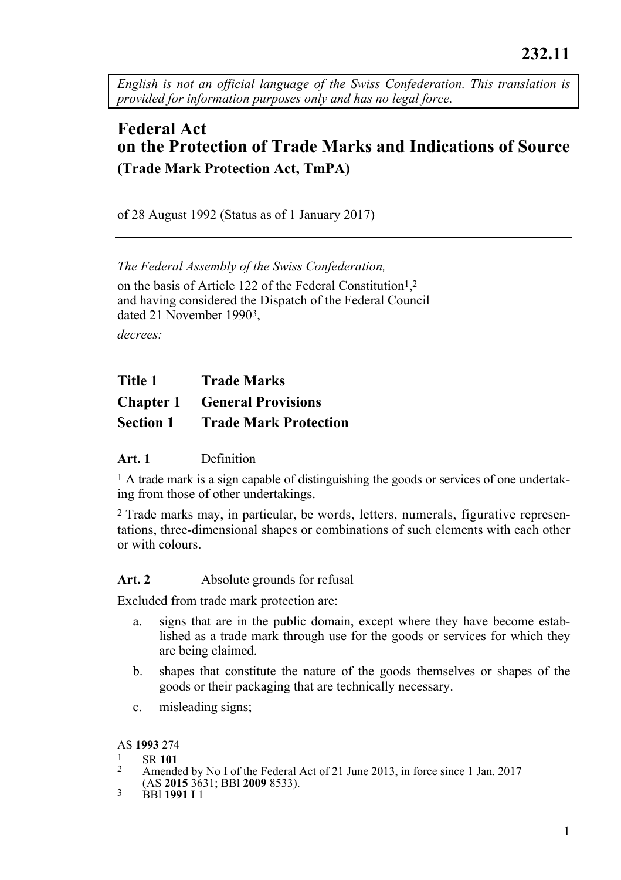232.11

*English is not an official language of the Swiss Confederation. This translation is provided for information purposes only and has no legal force.*

# Federal Act on the Protection of Trade Marks and Indications of Source (Trade Mark Protection Act, TmPA)

of 28 August 1992 (Status as of 1 January 2017)

---

*The Federal Assembly of the Swiss Confederation,*

on the basis of Article 122 of the Federal Constitution[1],[2]
and having considered the Dispatch of the Federal Council dated 21 November 1990[3],

*decrees:*

## Title 1 Trade Marks

## Chapter 1 General Provisions

## Section 1 Trade Mark Protection

**Art. 1** Definition

[1] A trade mark is a sign capable of distinguishing the goods or services of one undertaking from those of other undertakings.

[2] Trade marks may, in particular, be words, letters, numerals, figurative representations, three-dimensional shapes or combinations of such elements with each other or with colours.

**Art. 2** Absolute grounds for refusal

Excluded from trade mark protection are:

a. signs that are in the public domain, except where they have become established as a trade mark through use for the goods or services for which they are being claimed.

b. shapes that constitute the nature of the goods themselves or shapes of the goods or their packaging that are technically necessary.

c. misleading signs;

AS **1993** 274

1 SR **101**

2 Amended by No I of the Federal Act of 21 June 2013, in force since 1 Jan. 2017 (AS **2015** 3631; BBl **2009** 8533).

3 BBl **1991** I 1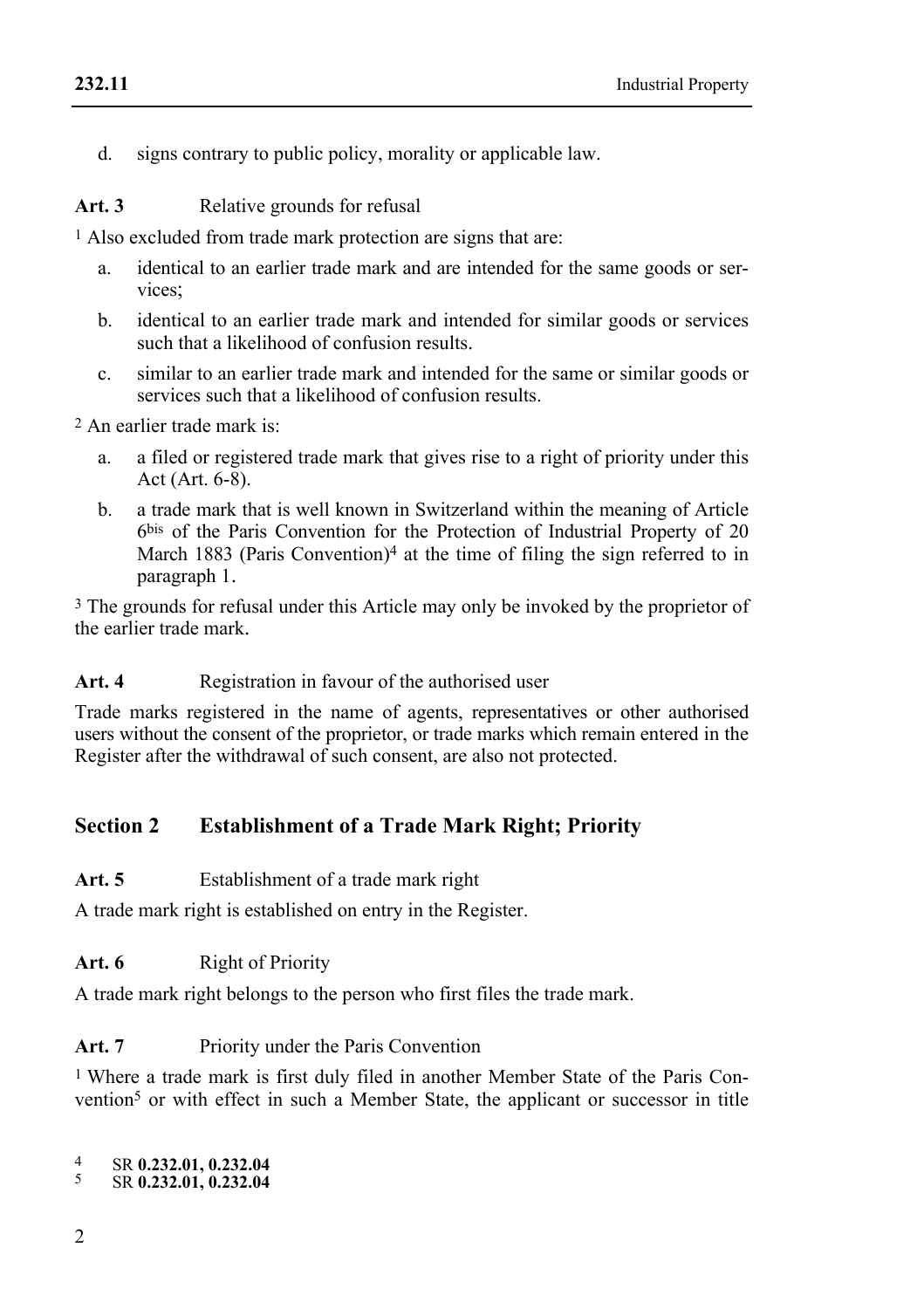d. signs contrary to public policy, morality or applicable law.

**Art. 3** Relative grounds for refusal

[1] Also excluded from trade mark protection are signs that are:

a. identical to an earlier trade mark and are intended for the same goods or services;

b. identical to an earlier trade mark and intended for similar goods or services such that a likelihood of confusion results.

c. similar to an earlier trade mark and intended for the same or similar goods or services such that a likelihood of confusion results.

[2] An earlier trade mark is:

a. a filed or registered trade mark that gives rise to a right of priority under this Act (Art. 6-8).

b. a trade mark that is well known in Switzerland within the meaning of Article 6bis of the Paris Convention for the Protection of Industrial Property of 20 March 1883 (Paris Convention)[4] at the time of filing the sign referred to in paragraph 1.

[3] The grounds for refusal under this Article may only be invoked by the proprietor of the earlier trade mark.

**Art. 4** Registration in favour of the authorised user

Trade marks registered in the name of agents, representatives or other authorised users without the consent of the proprietor, or trade marks which remain entered in the Register after the withdrawal of such consent, are also not protected.

## Section 2 Establishment of a Trade Mark Right; Priority

**Art. 5** Establishment of a trade mark right

A trade mark right is established on entry in the Register.

**Art. 6** Right of Priority

A trade mark right belongs to the person who first files the trade mark.

**Art. 7** Priority under the Paris Convention

[1] Where a trade mark is first duly filed in another Member State of the Paris Convention[5] or with effect in such a Member State, the applicant or successor in title

[4] SR **0.232.01, 0.232.04**

[5] SR **0.232.01, 0.232.04**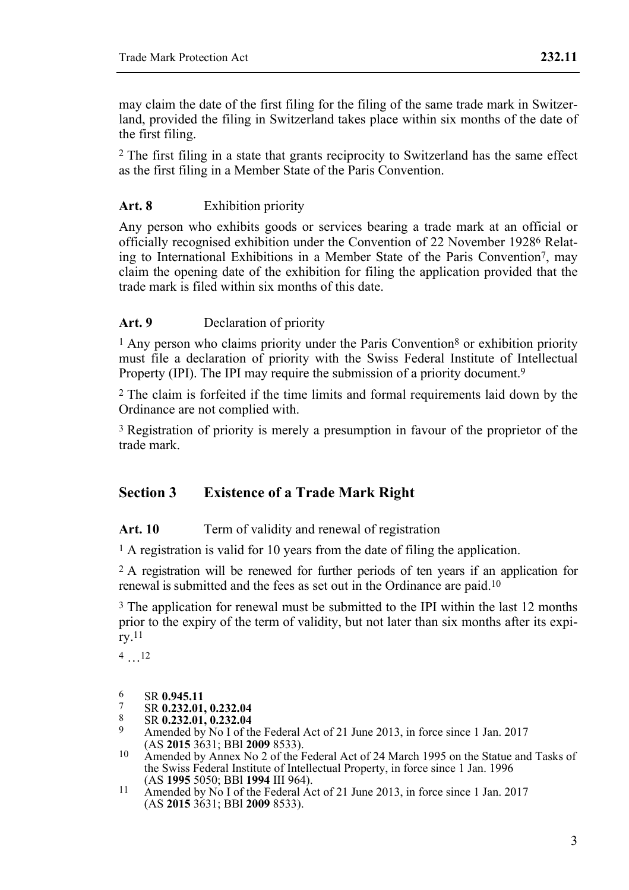may claim the date of the first filing for the filing of the same trade mark in Switzerland, provided the filing in Switzerland takes place within six months of the date of the first filing.

[2] The first filing in a state that grants reciprocity to Switzerland has the same effect as the first filing in a Member State of the Paris Convention.

**Art. 8** Exhibition priority

Any person who exhibits goods or services bearing a trade mark at an official or officially recognised exhibition under the Convention of 22 November 1928[6] Relating to International Exhibitions in a Member State of the Paris Convention[7], may claim the opening date of the exhibition for filing the application provided that the trade mark is filed within six months of this date.

**Art. 9** Declaration of priority

[1] Any person who claims priority under the Paris Convention[8] or exhibition priority must file a declaration of priority with the Swiss Federal Institute of Intellectual Property (IPI). The IPI may require the submission of a priority document.[9]

[2] The claim is forfeited if the time limits and formal requirements laid down by the Ordinance are not complied with.

[3] Registration of priority is merely a presumption in favour of the proprietor of the trade mark.

## Section 3 Existence of a Trade Mark Right

**Art. 10** Term of validity and renewal of registration

[1] A registration is valid for 10 years from the date of filing the application.

[2] A registration will be renewed for further periods of ten years if an application for renewal is submitted and the fees as set out in the Ordinance are paid.[10]

[3] The application for renewal must be submitted to the IPI within the last 12 months prior to the expiry of the term of validity, but not later than six months after its expiry.[11]

[4] …[12]

---

6 SR **0.945.11**

7 SR **0.232.01, 0.232.04**

8 SR **0.232.01, 0.232.04**

9 Amended by No I of the Federal Act of 21 June 2013, in force since 1 Jan. 2017 (AS **2015** 3631; BBl **2009** 8533).

10 Amended by Annex No 2 of the Federal Act of 24 March 1995 on the Statue and Tasks of the Swiss Federal Institute of Intellectual Property, in force since 1 Jan. 1996 (AS **1995** 5050; BBl **1994** III 964).

11 Amended by No I of the Federal Act of 21 June 2013, in force since 1 Jan. 2017 (AS **2015** 3631; BBl **2009** 8533).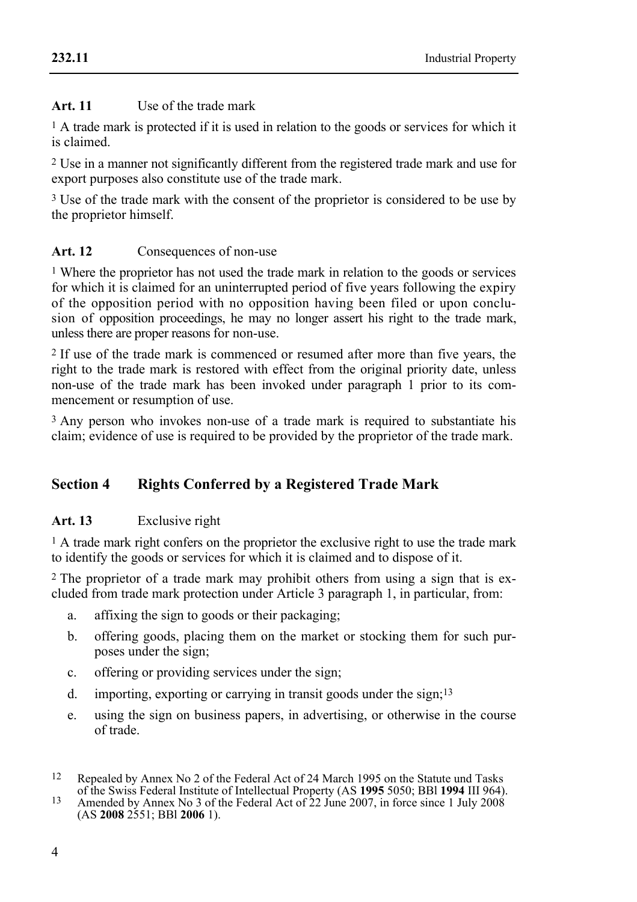**Art. 11** Use of the trade mark

[1] A trade mark is protected if it is used in relation to the goods or services for which it is claimed.

[2] Use in a manner not significantly different from the registered trade mark and use for export purposes also constitute use of the trade mark.

[3] Use of the trade mark with the consent of the proprietor is considered to be use by the proprietor himself.

**Art. 12** Consequences of non-use

[1] Where the proprietor has not used the trade mark in relation to the goods or services for which it is claimed for an uninterrupted period of five years following the expiry of the opposition period with no opposition having been filed or upon conclusion of opposition proceedings, he may no longer assert his right to the trade mark, unless there are proper reasons for non-use.

[2] If use of the trade mark is commenced or resumed after more than five years, the right to the trade mark is restored with effect from the original priority date, unless non-use of the trade mark has been invoked under paragraph 1 prior to its commencement or resumption of use.

[3] Any person who invokes non-use of a trade mark is required to substantiate his claim; evidence of use is required to be provided by the proprietor of the trade mark.

## Section 4 Rights Conferred by a Registered Trade Mark

**Art. 13** Exclusive right

[1] A trade mark right confers on the proprietor the exclusive right to use the trade mark to identify the goods or services for which it is claimed and to dispose of it.

[2] The proprietor of a trade mark may prohibit others from using a sign that is excluded from trade mark protection under Article 3 paragraph 1, in particular, from:

a. affixing the sign to goods or their packaging;

b. offering goods, placing them on the market or stocking them for such purposes under the sign;

c. offering or providing services under the sign;

d. importing, exporting or carrying in transit goods under the sign;[13]

e. using the sign on business papers, in advertising, or otherwise in the course of trade.

---

[12] Repealed by Annex No 2 of the Federal Act of 24 March 1995 on the Statute und Tasks of the Swiss Federal Institute of Intellectual Property (AS **1995** 5050; BBl **1994** III 964).

[13] Amended by Annex No 3 of the Federal Act of 22 June 2007, in force since 1 July 2008 (AS **2008** 2551; BBl **2006** 1).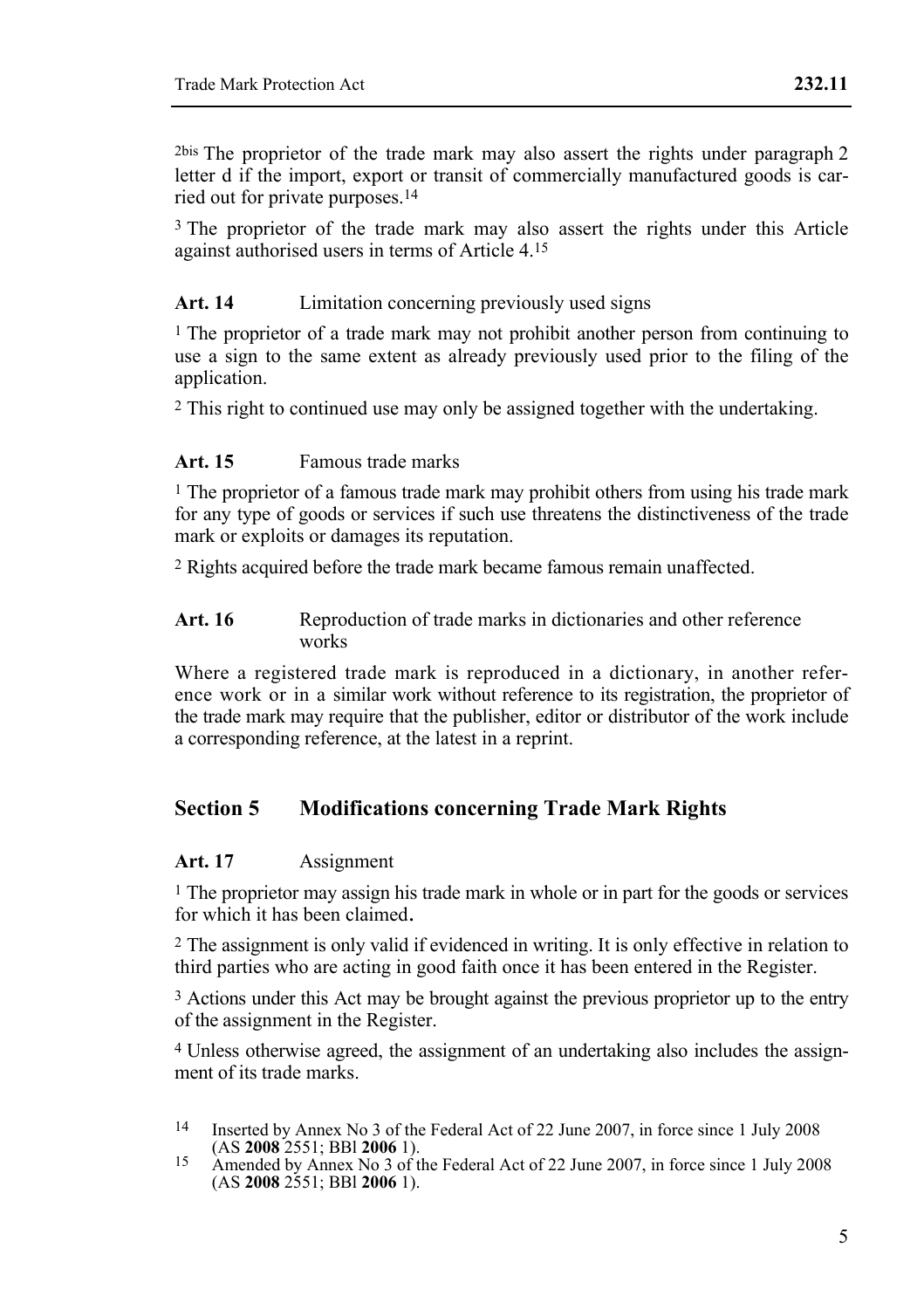2bis The proprietor of the trade mark may also assert the rights under paragraph 2 letter d if the import, export or transit of commercially manufactured goods is carried out for private purposes.[14]

3 The proprietor of the trade mark may also assert the rights under this Article against authorised users in terms of Article 4.[15]

### Art. 14 Limitation concerning previously used signs

1 The proprietor of a trade mark may not prohibit another person from continuing to use a sign to the same extent as already previously used prior to the filing of the application.

2 This right to continued use may only be assigned together with the undertaking.

### Art. 15 Famous trade marks

1 The proprietor of a famous trade mark may prohibit others from using his trade mark for any type of goods or services if such use threatens the distinctiveness of the trade mark or exploits or damages its reputation.

2 Rights acquired before the trade mark became famous remain unaffected.

### Art. 16 Reproduction of trade marks in dictionaries and other reference works

Where a registered trade mark is reproduced in a dictionary, in another reference work or in a similar work without reference to its registration, the proprietor of the trade mark may require that the publisher, editor or distributor of the work include a corresponding reference, at the latest in a reprint.

## Section 5 Modifications concerning Trade Mark Rights

### Art. 17 Assignment

1 The proprietor may assign his trade mark in whole or in part for the goods or services for which it has been claimed.

2 The assignment is only valid if evidenced in writing. It is only effective in relation to third parties who are acting in good faith once it has been entered in the Register.

3 Actions under this Act may be brought against the previous proprietor up to the entry of the assignment in the Register.

4 Unless otherwise agreed, the assignment of an undertaking also includes the assignment of its trade marks.

---

14 Inserted by Annex No 3 of the Federal Act of 22 June 2007, in force since 1 July 2008 (AS **2008** 2551; BBl **2006** 1).

15 Amended by Annex No 3 of the Federal Act of 22 June 2007, in force since 1 July 2008 (AS **2008** 2551; BBl **2006** 1).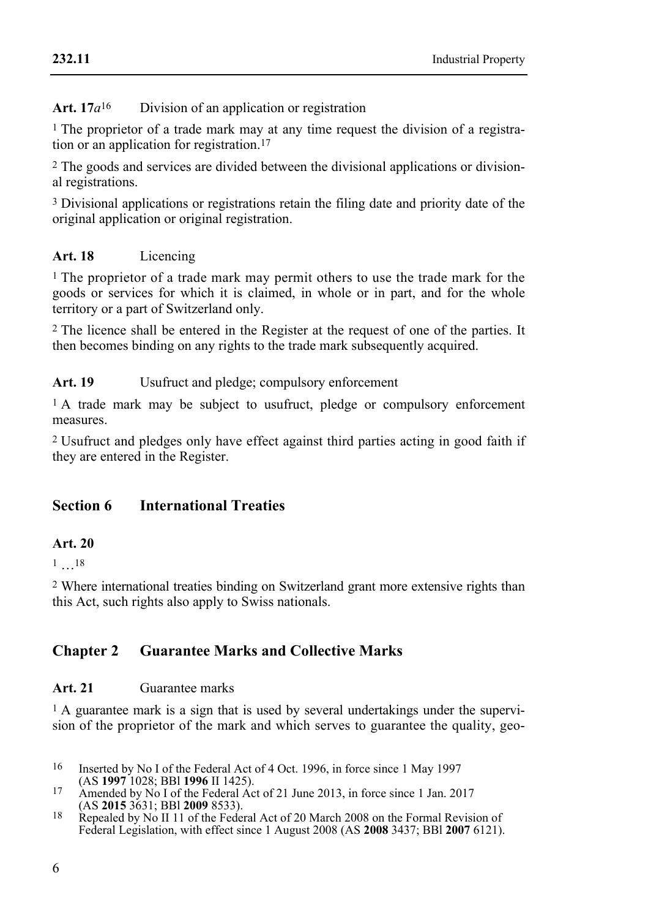**Art. 17*a*[16]** Division of an application or registration

[1] The proprietor of a trade mark may at any time request the division of a registration or an application for registration.[17]

[2] The goods and services are divided between the divisional applications or divisional registrations.

[3] Divisional applications or registrations retain the filing date and priority date of the original application or original registration.

**Art. 18** Licencing

[1] The proprietor of a trade mark may permit others to use the trade mark for the goods or services for which it is claimed, in whole or in part, and for the whole territory or a part of Switzerland only.

[2] The licence shall be entered in the Register at the request of one of the parties. It then becomes binding on any rights to the trade mark subsequently acquired.

**Art. 19** Usufruct and pledge; compulsory enforcement

[1] A trade mark may be subject to usufruct, pledge or compulsory enforcement measures.

[2] Usufruct and pledges only have effect against third parties acting in good faith if they are entered in the Register.

## Section 6 International Treaties

**Art. 20**

[1] …[18]

[2] Where international treaties binding on Switzerland grant more extensive rights than this Act, such rights also apply to Swiss nationals.

## Chapter 2 Guarantee Marks and Collective Marks

**Art. 21** Guarantee marks

[1] A guarantee mark is a sign that is used by several undertakings under the supervision of the proprietor of the mark and which serves to guarantee the quality, geo-

---

16 Inserted by No I of the Federal Act of 4 Oct. 1996, in force since 1 May 1997 (AS **1997** 1028; BBl **1996** II 1425).

17 Amended by No I of the Federal Act of 21 June 2013, in force since 1 Jan. 2017 (AS **2015** 3631; BBl **2009** 8533).

18 Repealed by No II 11 of the Federal Act of 20 March 2008 on the Formal Revision of Federal Legislation, with effect since 1 August 2008 (AS **2008** 3437; BBl **2007** 6121).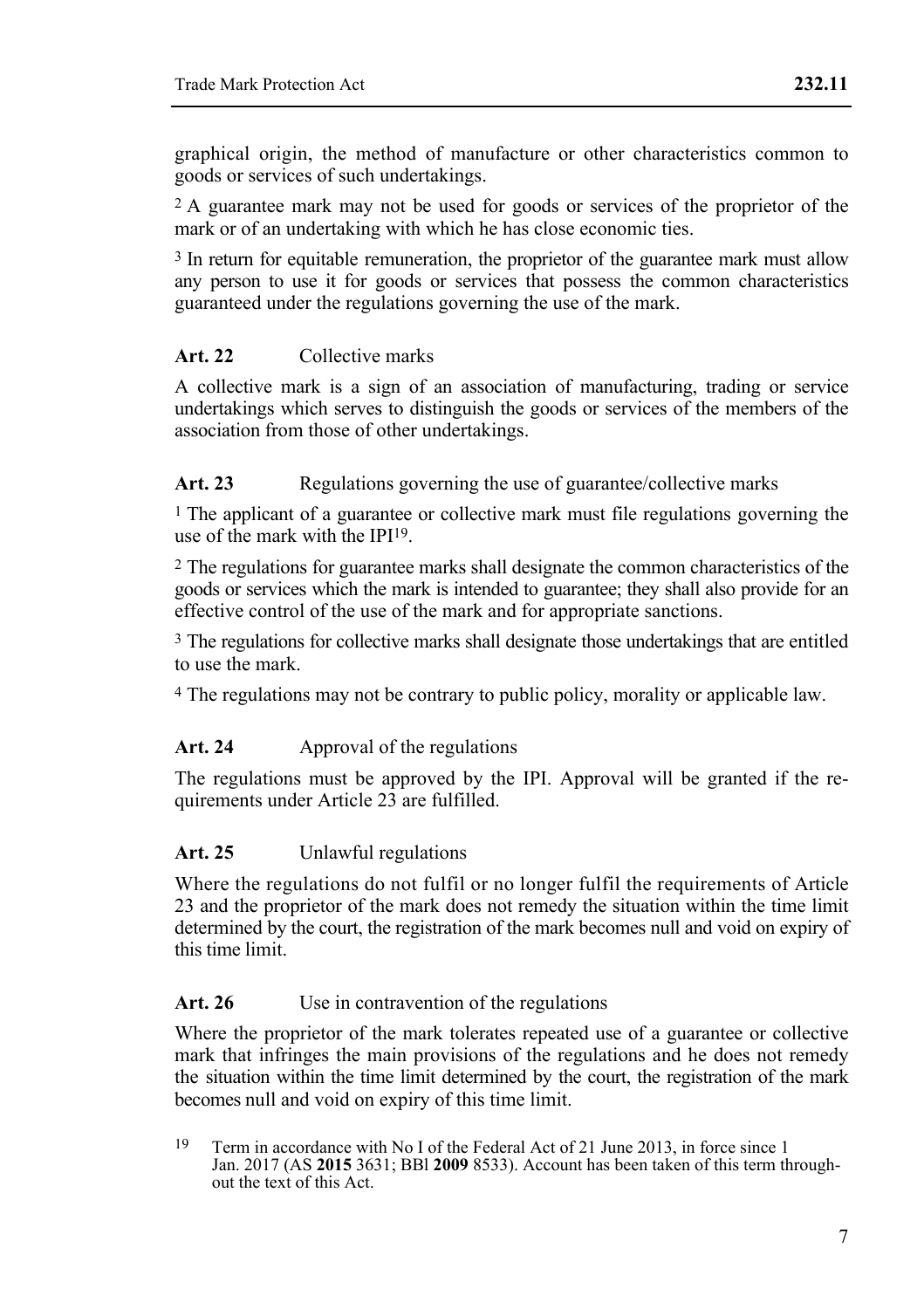graphical origin, the method of manufacture or other characteristics common to goods or services of such undertakings.

[2] A guarantee mark may not be used for goods or services of the proprietor of the mark or of an undertaking with which he has close economic ties.

[3] In return for equitable remuneration, the proprietor of the guarantee mark must allow any person to use it for goods or services that possess the common characteristics guaranteed under the regulations governing the use of the mark.

**Art. 22** Collective marks

A collective mark is a sign of an association of manufacturing, trading or service undertakings which serves to distinguish the goods or services of the members of the association from those of other undertakings.

**Art. 23** Regulations governing the use of guarantee/collective marks

[1] The applicant of a guarantee or collective mark must file regulations governing the use of the mark with the IPI[19].

[2] The regulations for guarantee marks shall designate the common characteristics of the goods or services which the mark is intended to guarantee; they shall also provide for an effective control of the use of the mark and for appropriate sanctions.

[3] The regulations for collective marks shall designate those undertakings that are entitled to use the mark.

[4] The regulations may not be contrary to public policy, morality or applicable law.

**Art. 24** Approval of the regulations

The regulations must be approved by the IPI. Approval will be granted if the requirements under Article 23 are fulfilled.

**Art. 25** Unlawful regulations

Where the regulations do not fulfil or no longer fulfil the requirements of Article 23 and the proprietor of the mark does not remedy the situation within the time limit determined by the court, the registration of the mark becomes null and void on expiry of this time limit.

**Art. 26** Use in contravention of the regulations

Where the proprietor of the mark tolerates repeated use of a guarantee or collective mark that infringes the main provisions of the regulations and he does not remedy the situation within the time limit determined by the court, the registration of the mark becomes null and void on expiry of this time limit.

[19] Term in accordance with No I of the Federal Act of 21 June 2013, in force since 1 Jan. 2017 (AS **2015** 3631; BBl **2009** 8533). Account has been taken of this term throughout the text of this Act.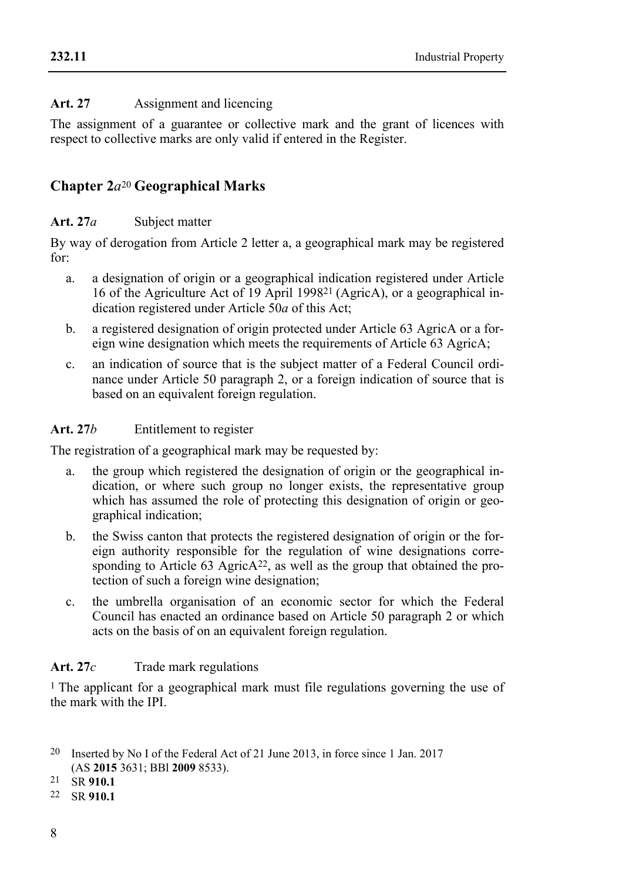**Art. 27** Assignment and licencing

The assignment of a guarantee or collective mark and the grant of licences with respect to collective marks are only valid if entered in the Register.

## Chapter 2*a*[20] Geographical Marks

**Art. 27*a*** Subject matter

By way of derogation from Article 2 letter a, a geographical mark may be registered for:

a. a designation of origin or a geographical indication registered under Article 16 of the Agriculture Act of 19 April 1998[21] (AgricA), or a geographical indication registered under Article 50*a* of this Act;

b. a registered designation of origin protected under Article 63 AgricA or a foreign wine designation which meets the requirements of Article 63 AgricA;

c. an indication of source that is the subject matter of a Federal Council ordinance under Article 50 paragraph 2, or a foreign indication of source that is based on an equivalent foreign regulation.

**Art. 27*b*** Entitlement to register

The registration of a geographical mark may be requested by:

a. the group which registered the designation of origin or the geographical indication, or where such group no longer exists, the representative group which has assumed the role of protecting this designation of origin or geographical indication;

b. the Swiss canton that protects the registered designation of origin or the foreign authority responsible for the regulation of wine designations corresponding to Article 63 AgricA[22], as well as the group that obtained the protection of such a foreign wine designation;

c. the umbrella organisation of an economic sector for which the Federal Council has enacted an ordinance based on Article 50 paragraph 2 or which acts on the basis of on an equivalent foreign regulation.

**Art. 27*c*** Trade mark regulations

[1] The applicant for a geographical mark must file regulations governing the use of the mark with the IPI.

---

[20] Inserted by No I of the Federal Act of 21 June 2013, in force since 1 Jan. 2017 (AS **2015** 3631; BBl **2009** 8533).

[21] SR **910.1**

[22] SR **910.1**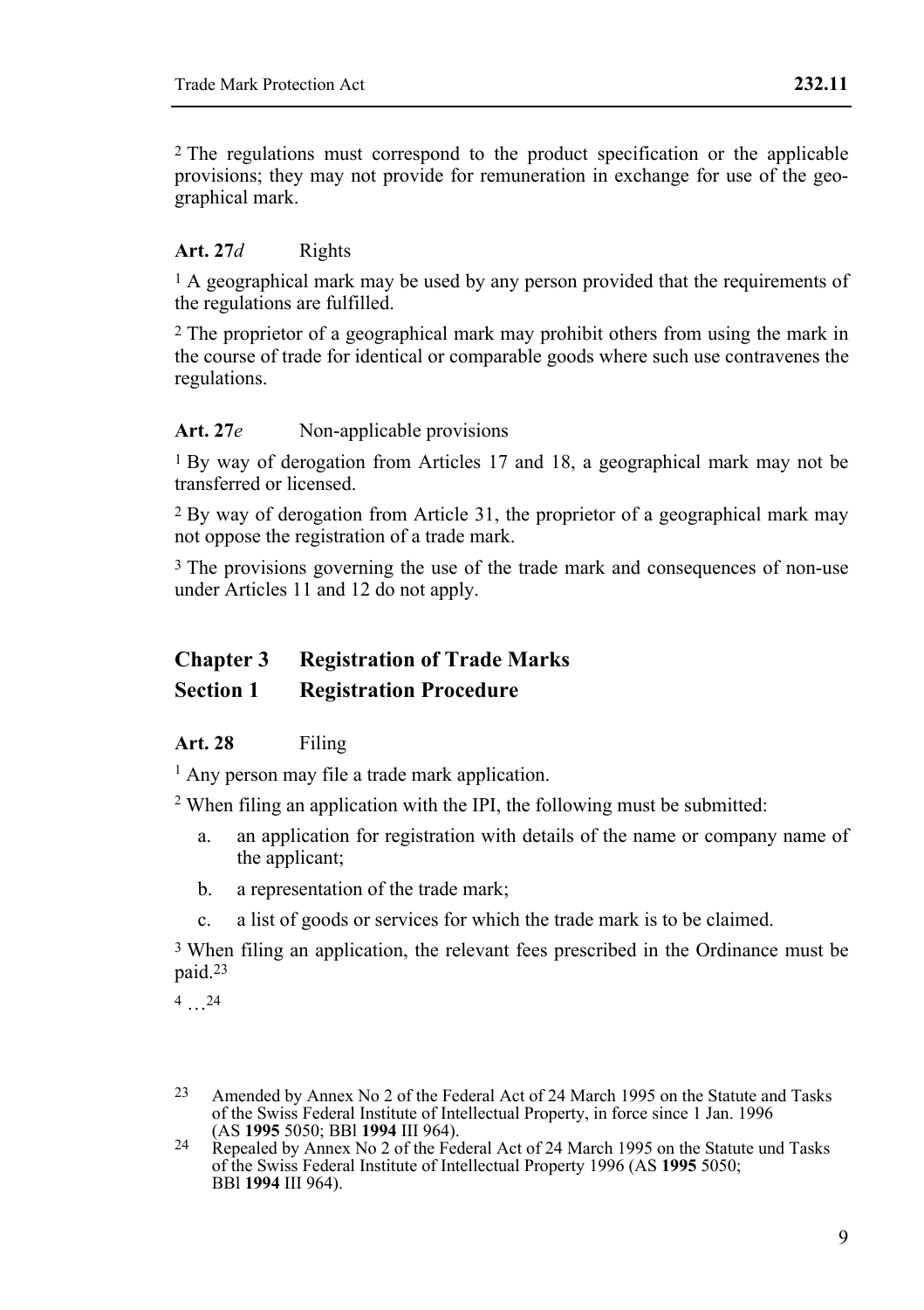[2] The regulations must correspond to the product specification or the applicable provisions; they may not provide for remuneration in exchange for use of the geographical mark.

**Art. 27*d*** Rights

[1] A geographical mark may be used by any person provided that the requirements of the regulations are fulfilled.

[2] The proprietor of a geographical mark may prohibit others from using the mark in the course of trade for identical or comparable goods where such use contravenes the regulations.

**Art. 27*e*** Non-applicable provisions

[1] By way of derogation from Articles 17 and 18, a geographical mark may not be transferred or licensed.

[2] By way of derogation from Article 31, the proprietor of a geographical mark may not oppose the registration of a trade mark.

[3] The provisions governing the use of the trade mark and consequences of non-use under Articles 11 and 12 do not apply.

## Chapter 3 Registration of Trade Marks

## Section 1 Registration Procedure

**Art. 28** Filing

[1] Any person may file a trade mark application.

[2] When filing an application with the IPI, the following must be submitted:

a. an application for registration with details of the name or company name of the applicant;

b. a representation of the trade mark;

c. a list of goods or services for which the trade mark is to be claimed.

[3] When filing an application, the relevant fees prescribed in the Ordinance must be paid.[23]

[4] …[24]

---

[23] Amended by Annex No 2 of the Federal Act of 24 March 1995 on the Statute and Tasks of the Swiss Federal Institute of Intellectual Property, in force since 1 Jan. 1996 (AS **1995** 5050; BBl **1994** III 964).

[24] Repealed by Annex No 2 of the Federal Act of 24 March 1995 on the Statute und Tasks of the Swiss Federal Institute of Intellectual Property 1996 (AS **1995** 5050; BBl **1994** III 964).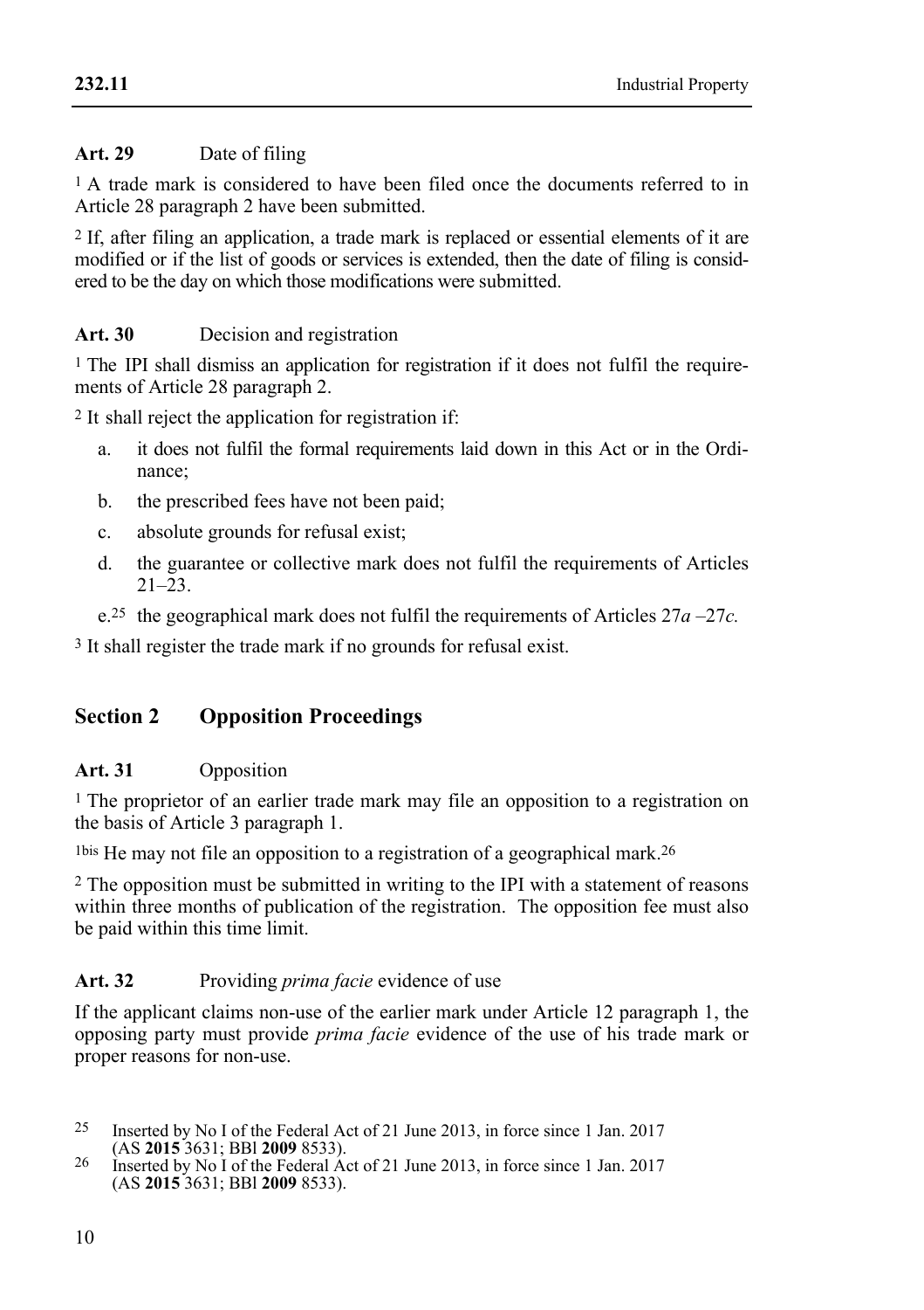**Art. 29** Date of filing

[1] A trade mark is considered to have been filed once the documents referred to in Article 28 paragraph 2 have been submitted.

[2] If, after filing an application, a trade mark is replaced or essential elements of it are modified or if the list of goods or services is extended, then the date of filing is considered to be the day on which those modifications were submitted.

**Art. 30** Decision and registration

[1] The IPI shall dismiss an application for registration if it does not fulfil the requirements of Article 28 paragraph 2.

[2] It shall reject the application for registration if:

a. it does not fulfil the formal requirements laid down in this Act or in the Ordinance;

b. the prescribed fees have not been paid;

c. absolute grounds for refusal exist;

d. the guarantee or collective mark does not fulfil the requirements of Articles 21–23.

e.[25] the geographical mark does not fulfil the requirements of Articles 27*a* –27*c*.

[3] It shall register the trade mark if no grounds for refusal exist.

## Section 2 Opposition Proceedings

**Art. 31** Opposition

[1] The proprietor of an earlier trade mark may file an opposition to a registration on the basis of Article 3 paragraph 1.

[1bis] He may not file an opposition to a registration of a geographical mark.[26]

[2] The opposition must be submitted in writing to the IPI with a statement of reasons within three months of publication of the registration. The opposition fee must also be paid within this time limit.

**Art. 32** Providing *prima facie* evidence of use

If the applicant claims non-use of the earlier mark under Article 12 paragraph 1, the opposing party must provide *prima facie* evidence of the use of his trade mark or proper reasons for non-use.

---

[25] Inserted by No I of the Federal Act of 21 June 2013, in force since 1 Jan. 2017 (AS **2015** 3631; BBl **2009** 8533).

[26] Inserted by No I of the Federal Act of 21 June 2013, in force since 1 Jan. 2017 (AS **2015** 3631; BBl **2009** 8533).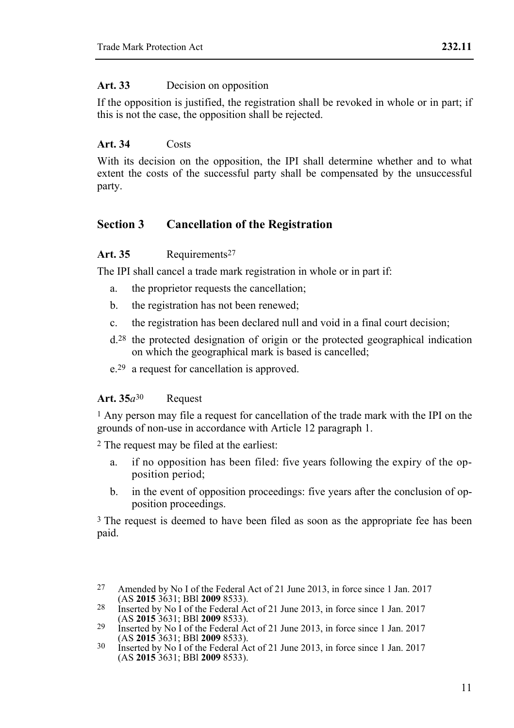**Art. 33** Decision on opposition

If the opposition is justified, the registration shall be revoked in whole or in part; if this is not the case, the opposition shall be rejected.

**Art. 34** Costs

With its decision on the opposition, the IPI shall determine whether and to what extent the costs of the successful party shall be compensated by the unsuccessful party.

## Section 3 Cancellation of the Registration

**Art. 35** Requirements[27]

The IPI shall cancel a trade mark registration in whole or in part if:

a. the proprietor requests the cancellation;

b. the registration has not been renewed;

c. the registration has been declared null and void in a final court decision;

d.[28] the protected designation of origin or the protected geographical indication on which the geographical mark is based is cancelled;

e.[29] a request for cancellation is approved.

**Art. 35*a***[30] Request

[1] Any person may file a request for cancellation of the trade mark with the IPI on the grounds of non-use in accordance with Article 12 paragraph 1.

[2] The request may be filed at the earliest:

a. if no opposition has been filed: five years following the expiry of the opposition period;

b. in the event of opposition proceedings: five years after the conclusion of opposition proceedings.

[3] The request is deemed to have been filed as soon as the appropriate fee has been paid.

---

[27] Amended by No I of the Federal Act of 21 June 2013, in force since 1 Jan. 2017 (AS **2015** 3631; BBl **2009** 8533).

[28] Inserted by No I of the Federal Act of 21 June 2013, in force since 1 Jan. 2017 (AS **2015** 3631; BBl **2009** 8533).

[29] Inserted by No I of the Federal Act of 21 June 2013, in force since 1 Jan. 2017 (AS **2015** 3631; BBl **2009** 8533).

[30] Inserted by No I of the Federal Act of 21 June 2013, in force since 1 Jan. 2017 (AS **2015** 3631; BBl **2009** 8533).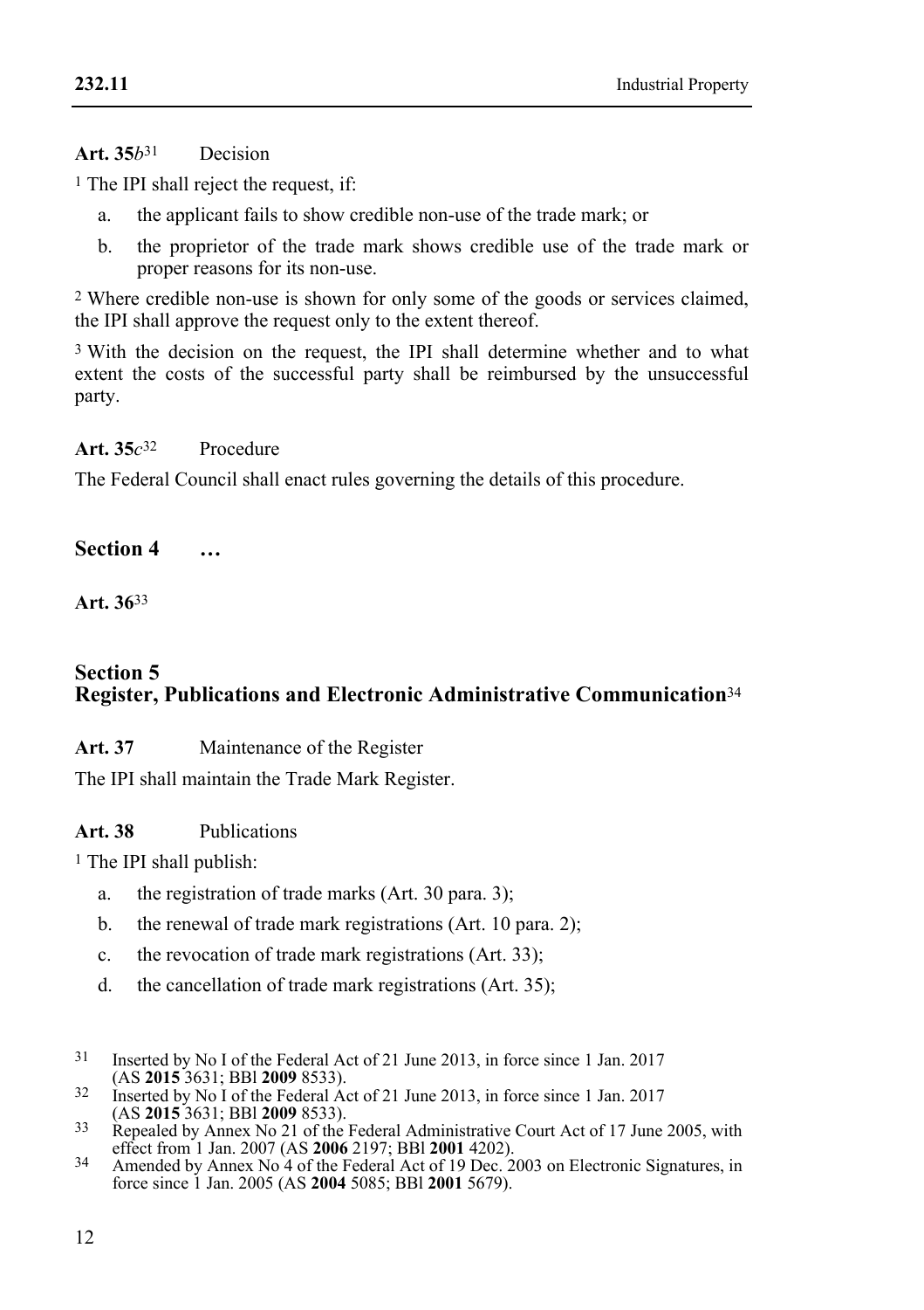**Art. 35b**[31] Decision

[1] The IPI shall reject the request, if:

a. the applicant fails to show credible non-use of the trade mark; or

b. the proprietor of the trade mark shows credible use of the trade mark or proper reasons for its non-use.

[2] Where credible non-use is shown for only some of the goods or services claimed, the IPI shall approve the request only to the extent thereof.

[3] With the decision on the request, the IPI shall determine whether and to what extent the costs of the successful party shall be reimbursed by the unsuccessful party.

**Art. 35c**[32] Procedure

The Federal Council shall enact rules governing the details of this procedure.

## Section 4 …

**Art. 36**[33]

## Section 5 Register, Publications and Electronic Administrative Communication[34]

**Art. 37** Maintenance of the Register

The IPI shall maintain the Trade Mark Register.

**Art. 38** Publications

[1] The IPI shall publish:

a. the registration of trade marks (Art. 30 para. 3);

b. the renewal of trade mark registrations (Art. 10 para. 2);

c. the revocation of trade mark registrations (Art. 33);

d. the cancellation of trade mark registrations (Art. 35);

---

[31] Inserted by No I of the Federal Act of 21 June 2013, in force since 1 Jan. 2017 (AS **2015** 3631; BBl **2009** 8533).

[32] Inserted by No I of the Federal Act of 21 June 2013, in force since 1 Jan. 2017 (AS **2015** 3631; BBl **2009** 8533).

[33] Repealed by Annex No 21 of the Federal Administrative Court Act of 17 June 2005, with effect from 1 Jan. 2007 (AS **2006** 2197; BBl **2001** 4202).

[34] Amended by Annex No 4 of the Federal Act of 19 Dec. 2003 on Electronic Signatures, in force since 1 Jan. 2005 (AS **2004** 5085; BBl **2001** 5679).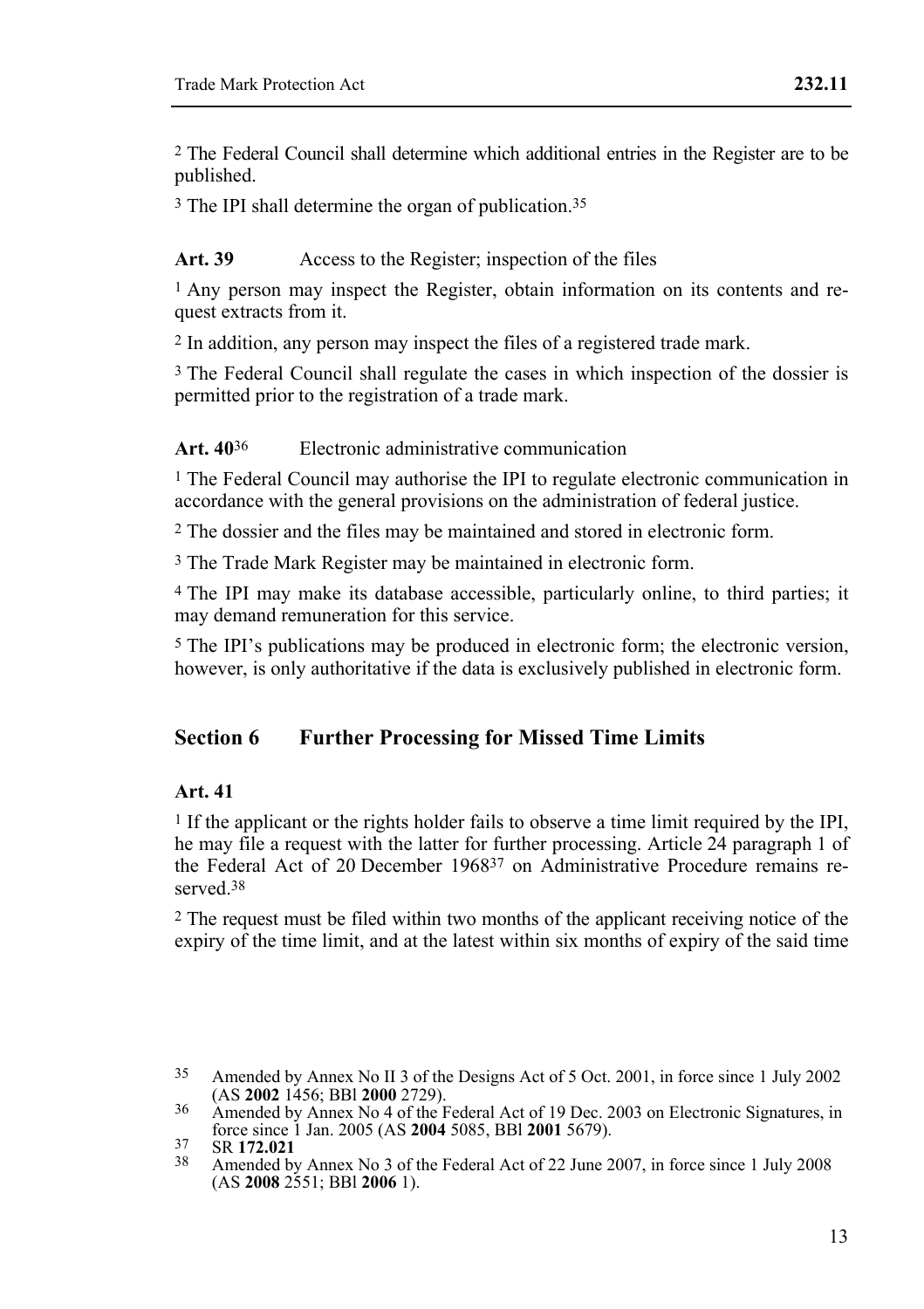[2] The Federal Council shall determine which additional entries in the Register are to be published.

[3] The IPI shall determine the organ of publication.[35]

**Art. 39** Access to the Register; inspection of the files

[1] Any person may inspect the Register, obtain information on its contents and request extracts from it.

[2] In addition, any person may inspect the files of a registered trade mark.

[3] The Federal Council shall regulate the cases in which inspection of the dossier is permitted prior to the registration of a trade mark.

**Art. 40**[36] Electronic administrative communication

[1] The Federal Council may authorise the IPI to regulate electronic communication in accordance with the general provisions on the administration of federal justice.

[2] The dossier and the files may be maintained and stored in electronic form.

[3] The Trade Mark Register may be maintained in electronic form.

[4] The IPI may make its database accessible, particularly online, to third parties; it may demand remuneration for this service.

[5] The IPI's publications may be produced in electronic form; the electronic version, however, is only authoritative if the data is exclusively published in electronic form.

## Section 6 Further Processing for Missed Time Limits

**Art. 41**

[1] If the applicant or the rights holder fails to observe a time limit required by the IPI, he may file a request with the latter for further processing. Article 24 paragraph 1 of the Federal Act of 20 December 1968[37] on Administrative Procedure remains reserved.[38]

[2] The request must be filed within two months of the applicant receiving notice of the expiry of the time limit, and at the latest within six months of expiry of the said time

---

35 Amended by Annex No II 3 of the Designs Act of 5 Oct. 2001, in force since 1 July 2002 (AS **2002** 1456; BBl **2000** 2729).

36 Amended by Annex No 4 of the Federal Act of 19 Dec. 2003 on Electronic Signatures, in force since 1 Jan. 2005 (AS **2004** 5085, BBl **2001** 5679).

37 SR **172.021**

38 Amended by Annex No 3 of the Federal Act of 22 June 2007, in force since 1 July 2008 (AS **2008** 2551; BBl **2006** 1).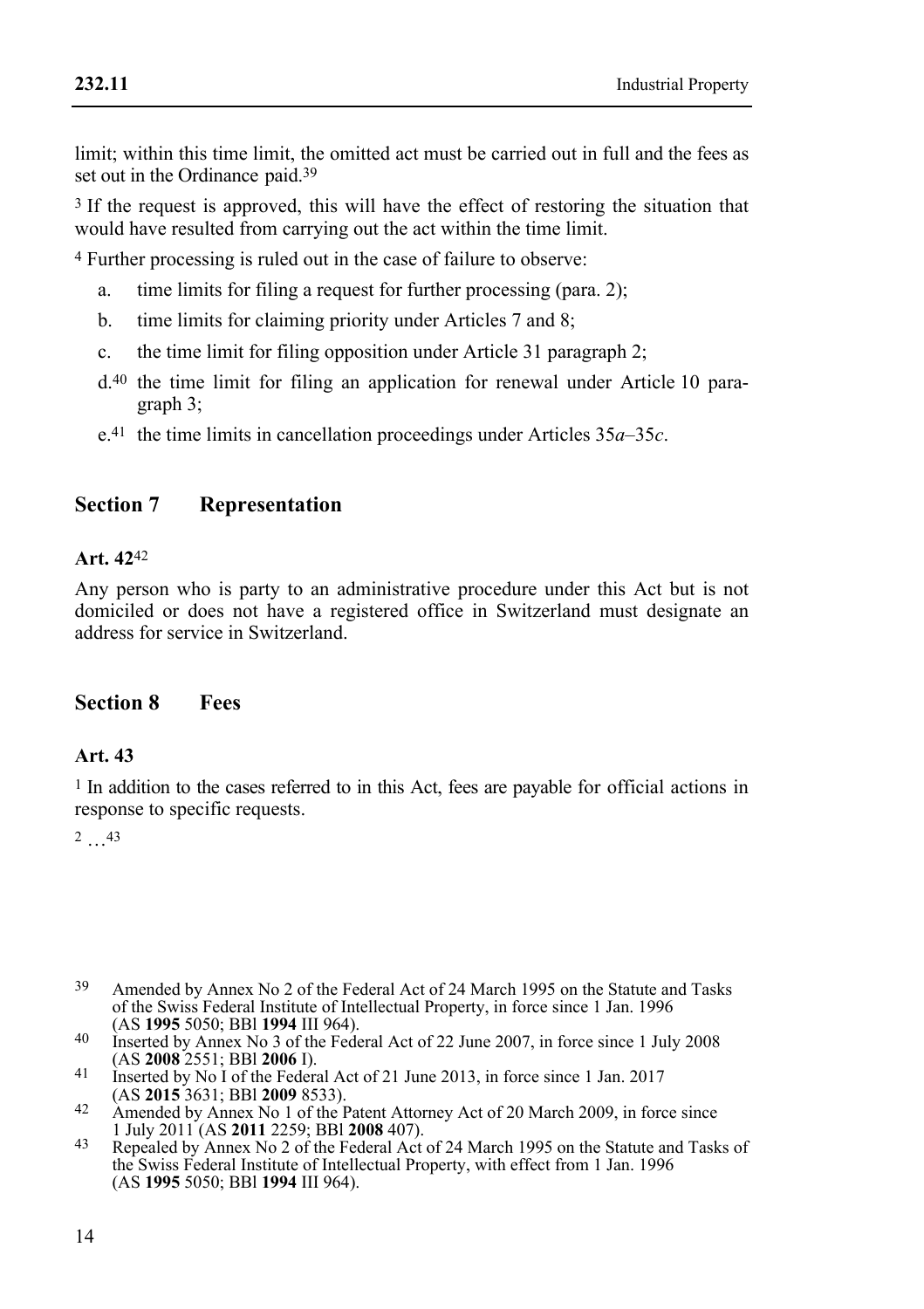limit; within this time limit, the omitted act must be carried out in full and the fees as set out in the Ordinance paid.[39]

[3] If the request is approved, this will have the effect of restoring the situation that would have resulted from carrying out the act within the time limit.

[4] Further processing is ruled out in the case of failure to observe:

a. time limits for filing a request for further processing (para. 2);

b. time limits for claiming priority under Articles 7 and 8;

c. the time limit for filing opposition under Article 31 paragraph 2;

d.[40] the time limit for filing an application for renewal under Article 10 paragraph 3;

e.[41] the time limits in cancellation proceedings under Articles 35*a*–35*c*.

## Section 7 Representation

### Art. 42[42]

Any person who is party to an administrative procedure under this Act but is not domiciled or does not have a registered office in Switzerland must designate an address for service in Switzerland.

## Section 8 Fees

### Art. 43

[1] In addition to the cases referred to in this Act, fees are payable for official actions in response to specific requests.

[2] …[43]

---

[39] Amended by Annex No 2 of the Federal Act of 24 March 1995 on the Statute and Tasks of the Swiss Federal Institute of Intellectual Property, in force since 1 Jan. 1996 (AS **1995** 5050; BBl **1994** III 964).

[40] Inserted by Annex No 3 of the Federal Act of 22 June 2007, in force since 1 July 2008 (AS **2008** 2551; BBl **2006** I).

[41] Inserted by No I of the Federal Act of 21 June 2013, in force since 1 Jan. 2017 (AS **2015** 3631; BBl **2009** 8533).

[42] Amended by Annex No 1 of the Patent Attorney Act of 20 March 2009, in force since 1 July 2011 (AS **2011** 2259; BBl **2008** 407).

[43] Repealed by Annex No 2 of the Federal Act of 24 March 1995 on the Statute and Tasks of the Swiss Federal Institute of Intellectual Property, with effect from 1 Jan. 1996 (AS **1995** 5050; BBl **1994** III 964).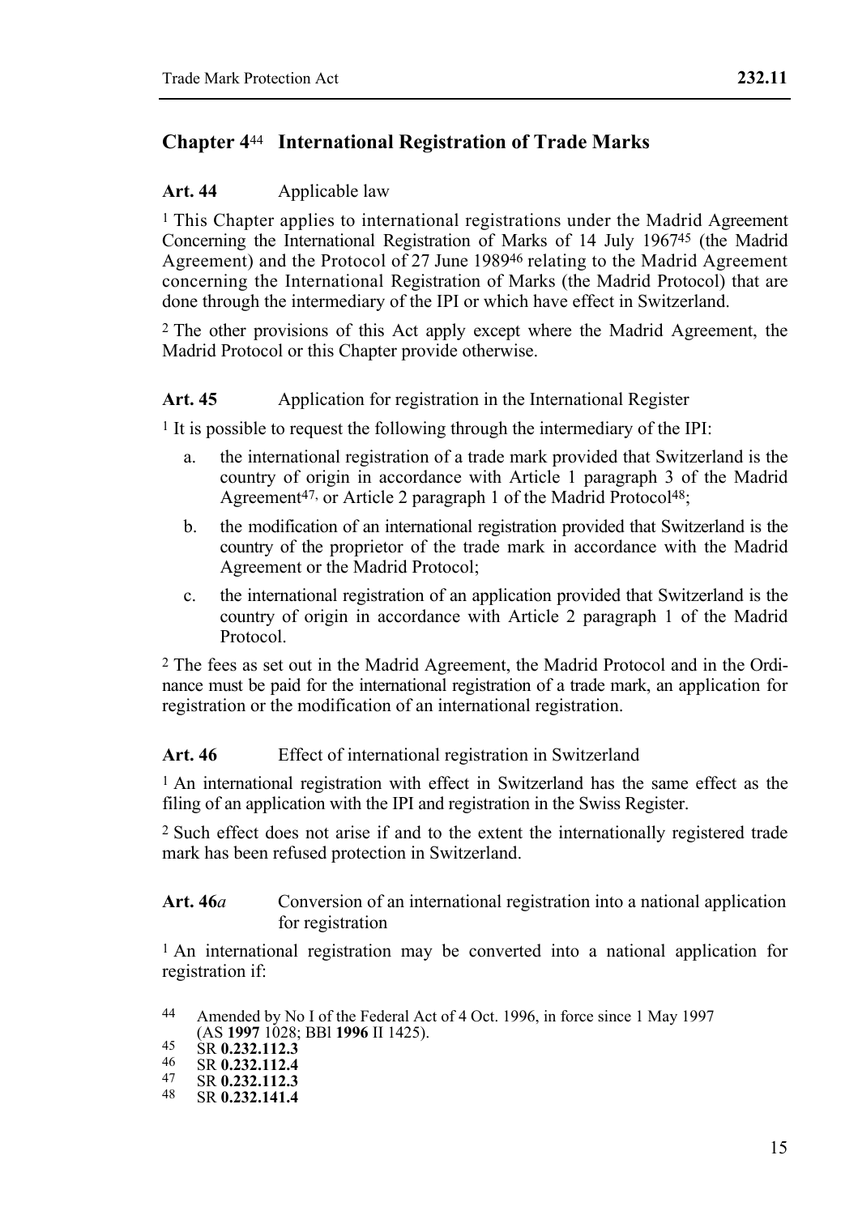## Chapter 4[44] International Registration of Trade Marks

**Art. 44** Applicable law

[1] This Chapter applies to international registrations under the Madrid Agreement Concerning the International Registration of Marks of 14 July 1967[45] (the Madrid Agreement) and the Protocol of 27 June 1989[46] relating to the Madrid Agreement concerning the International Registration of Marks (the Madrid Protocol) that are done through the intermediary of the IPI or which have effect in Switzerland.

[2] The other provisions of this Act apply except where the Madrid Agreement, the Madrid Protocol or this Chapter provide otherwise.

**Art. 45** Application for registration in the International Register

[1] It is possible to request the following through the intermediary of the IPI:

a. the international registration of a trade mark provided that Switzerland is the country of origin in accordance with Article 1 paragraph 3 of the Madrid Agreement[47], or Article 2 paragraph 1 of the Madrid Protocol[48];

b. the modification of an international registration provided that Switzerland is the country of the proprietor of the trade mark in accordance with the Madrid Agreement or the Madrid Protocol;

c. the international registration of an application provided that Switzerland is the country of origin in accordance with Article 2 paragraph 1 of the Madrid Protocol.

[2] The fees as set out in the Madrid Agreement, the Madrid Protocol and in the Ordinance must be paid for the international registration of a trade mark, an application for registration or the modification of an international registration.

**Art. 46** Effect of international registration in Switzerland

[1] An international registration with effect in Switzerland has the same effect as the filing of an application with the IPI and registration in the Swiss Register.

[2] Such effect does not arise if and to the extent the internationally registered trade mark has been refused protection in Switzerland.

**Art. 46*a*** Conversion of an international registration into a national application for registration

[1] An international registration may be converted into a national application for registration if:

---

44 Amended by No I of the Federal Act of 4 Oct. 1996, in force since 1 May 1997 (AS **1997** 1028; BBl **1996** II 1425).

45 SR **0.232.112.3**

46 SR **0.232.112.4**

47 SR **0.232.112.3**

48 SR **0.232.141.4**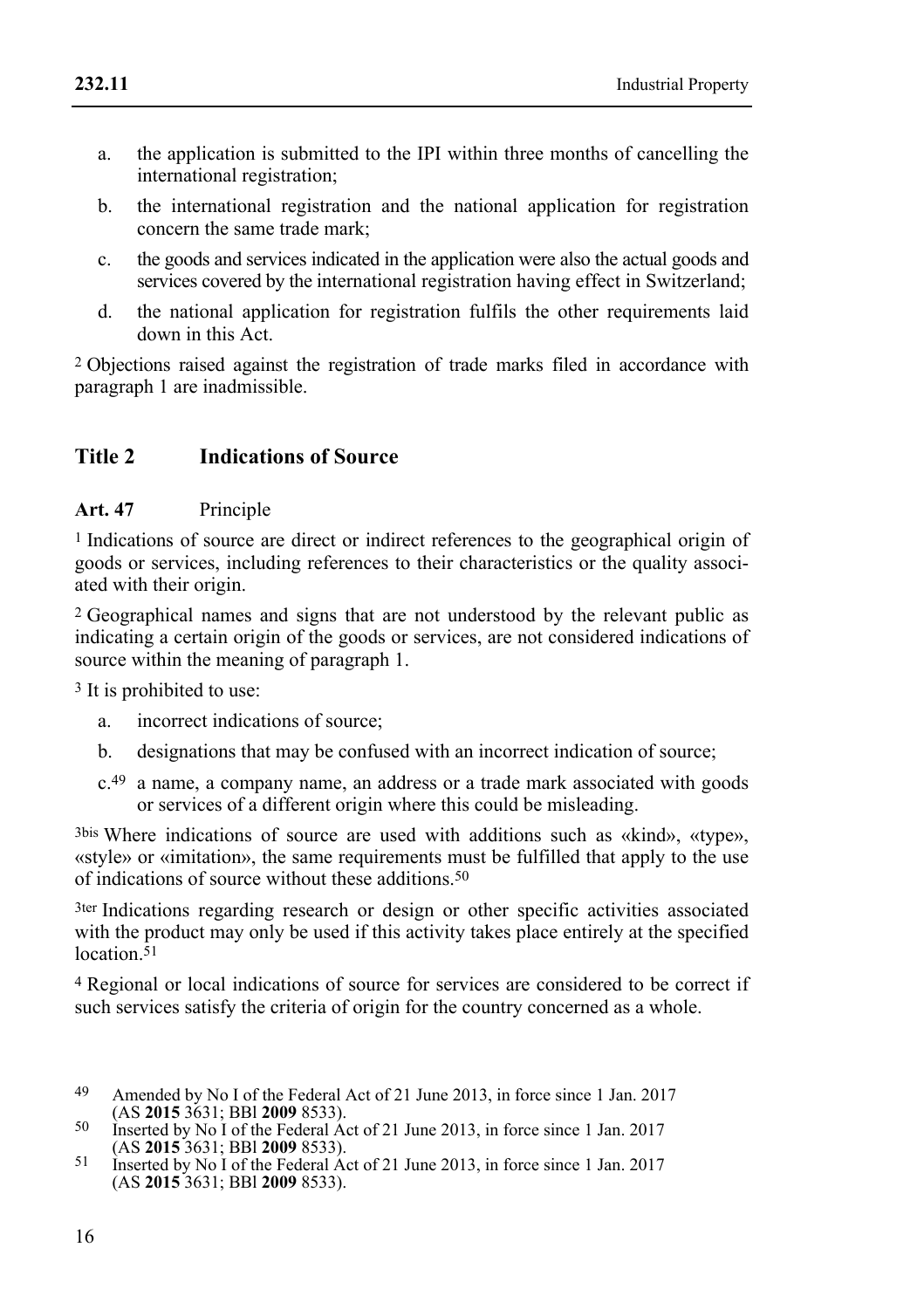a. the application is submitted to the IPI within three months of cancelling the international registration;

b. the international registration and the national application for registration concern the same trade mark;

c. the goods and services indicated in the application were also the actual goods and services covered by the international registration having effect in Switzerland;

d. the national application for registration fulfils the other requirements laid down in this Act.

2 Objections raised against the registration of trade marks filed in accordance with paragraph 1 are inadmissible.

## Title 2 Indications of Source

**Art. 47** Principle

1 Indications of source are direct or indirect references to the geographical origin of goods or services, including references to their characteristics or the quality associated with their origin.

2 Geographical names and signs that are not understood by the relevant public as indicating a certain origin of the goods or services, are not considered indications of source within the meaning of paragraph 1.

3 It is prohibited to use:

a. incorrect indications of source;

b. designations that may be confused with an incorrect indication of source;

c.[49] a name, a company name, an address or a trade mark associated with goods or services of a different origin where this could be misleading.

3bis Where indications of source are used with additions such as «kind», «type», «style» or «imitation», the same requirements must be fulfilled that apply to the use of indications of source without these additions.[50]

3ter Indications regarding research or design or other specific activities associated with the product may only be used if this activity takes place entirely at the specified location.[51]

4 Regional or local indications of source for services are considered to be correct if such services satisfy the criteria of origin for the country concerned as a whole.

---

[49] Amended by No I of the Federal Act of 21 June 2013, in force since 1 Jan. 2017 (AS **2015** 3631; BBl **2009** 8533).

[50] Inserted by No I of the Federal Act of 21 June 2013, in force since 1 Jan. 2017 (AS **2015** 3631; BBl **2009** 8533).

[51] Inserted by No I of the Federal Act of 21 June 2013, in force since 1 Jan. 2017 (AS **2015** 3631; BBl **2009** 8533).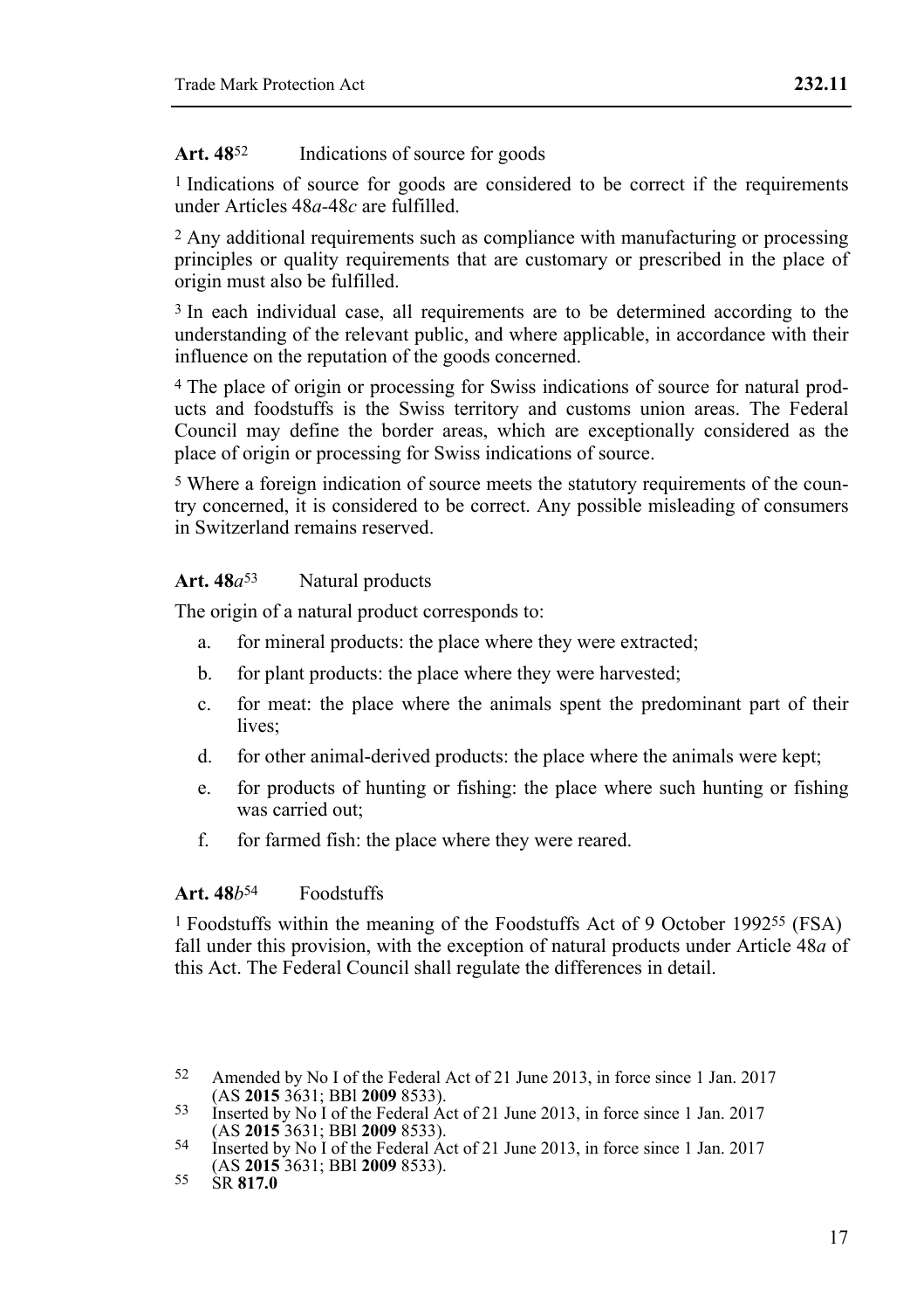**Art. 48**[52] Indications of source for goods

[1] Indications of source for goods are considered to be correct if the requirements under Articles 48*a*-48*c* are fulfilled.

[2] Any additional requirements such as compliance with manufacturing or processing principles or quality requirements that are customary or prescribed in the place of origin must also be fulfilled.

[3] In each individual case, all requirements are to be determined according to the understanding of the relevant public, and where applicable, in accordance with their influence on the reputation of the goods concerned.

[4] The place of origin or processing for Swiss indications of source for natural products and foodstuffs is the Swiss territory and customs union areas. The Federal Council may define the border areas, which are exceptionally considered as the place of origin or processing for Swiss indications of source.

[5] Where a foreign indication of source meets the statutory requirements of the country concerned, it is considered to be correct. Any possible misleading of consumers in Switzerland remains reserved.

**Art. 48*a***[53] Natural products

The origin of a natural product corresponds to:

a. for mineral products: the place where they were extracted;

b. for plant products: the place where they were harvested;

c. for meat: the place where the animals spent the predominant part of their lives;

d. for other animal-derived products: the place where the animals were kept;

e. for products of hunting or fishing: the place where such hunting or fishing was carried out;

f. for farmed fish: the place where they were reared.

**Art. 48*b***[54] Foodstuffs

[1] Foodstuffs within the meaning of the Foodstuffs Act of 9 October 1992[55] (FSA) fall under this provision, with the exception of natural products under Article 48*a* of this Act. The Federal Council shall regulate the differences in detail.

---

[52] Amended by No I of the Federal Act of 21 June 2013, in force since 1 Jan. 2017 (AS **2015** 3631; BBl **2009** 8533).

[53] Inserted by No I of the Federal Act of 21 June 2013, in force since 1 Jan. 2017 (AS **2015** 3631; BBl **2009** 8533).

[54] Inserted by No I of the Federal Act of 21 June 2013, in force since 1 Jan. 2017 (AS **2015** 3631; BBl **2009** 8533).

[55] SR **817.0**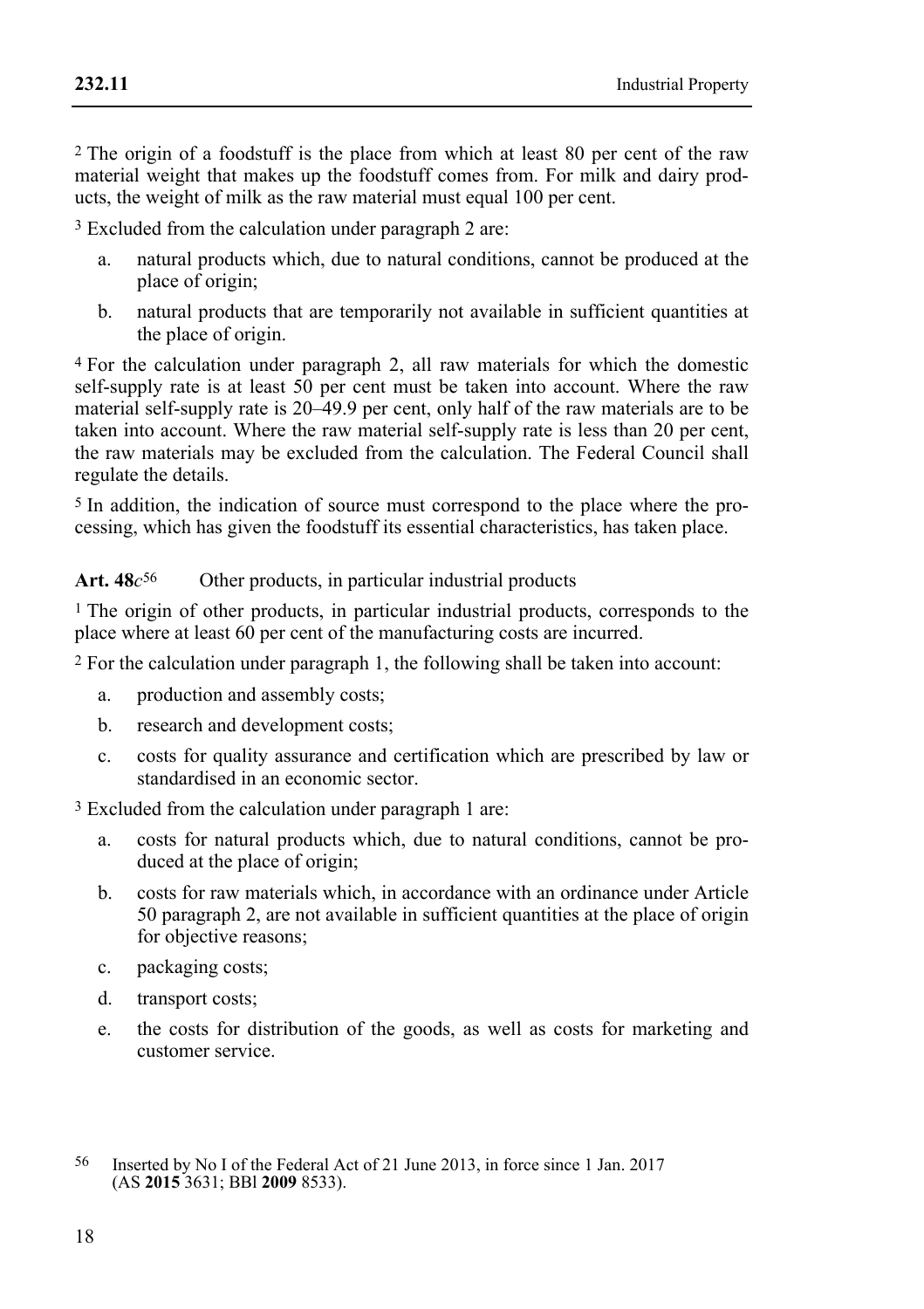[2] The origin of a foodstuff is the place from which at least 80 per cent of the raw material weight that makes up the foodstuff comes from. For milk and dairy products, the weight of milk as the raw material must equal 100 per cent.

[3] Excluded from the calculation under paragraph 2 are:

a. natural products which, due to natural conditions, cannot be produced at the place of origin;

b. natural products that are temporarily not available in sufficient quantities at the place of origin.

[4] For the calculation under paragraph 2, all raw materials for which the domestic self-supply rate is at least 50 per cent must be taken into account. Where the raw material self-supply rate is 20–49.9 per cent, only half of the raw materials are to be taken into account. Where the raw material self-supply rate is less than 20 per cent, the raw materials may be excluded from the calculation. The Federal Council shall regulate the details.

[5] In addition, the indication of source must correspond to the place where the processing, which has given the foodstuff its essential characteristics, has taken place.

### Art. 48*c*[56] Other products, in particular industrial products

[1] The origin of other products, in particular industrial products, corresponds to the place where at least 60 per cent of the manufacturing costs are incurred.

[2] For the calculation under paragraph 1, the following shall be taken into account:

a. production and assembly costs;

b. research and development costs;

c. costs for quality assurance and certification which are prescribed by law or standardised in an economic sector.

[3] Excluded from the calculation under paragraph 1 are:

a. costs for natural products which, due to natural conditions, cannot be produced at the place of origin;

b. costs for raw materials which, in accordance with an ordinance under Article 50 paragraph 2, are not available in sufficient quantities at the place of origin for objective reasons;

c. packaging costs;

d. transport costs;

e. the costs for distribution of the goods, as well as costs for marketing and customer service.

---

[56] Inserted by No I of the Federal Act of 21 June 2013, in force since 1 Jan. 2017 (AS **2015** 3631; BBl **2009** 8533).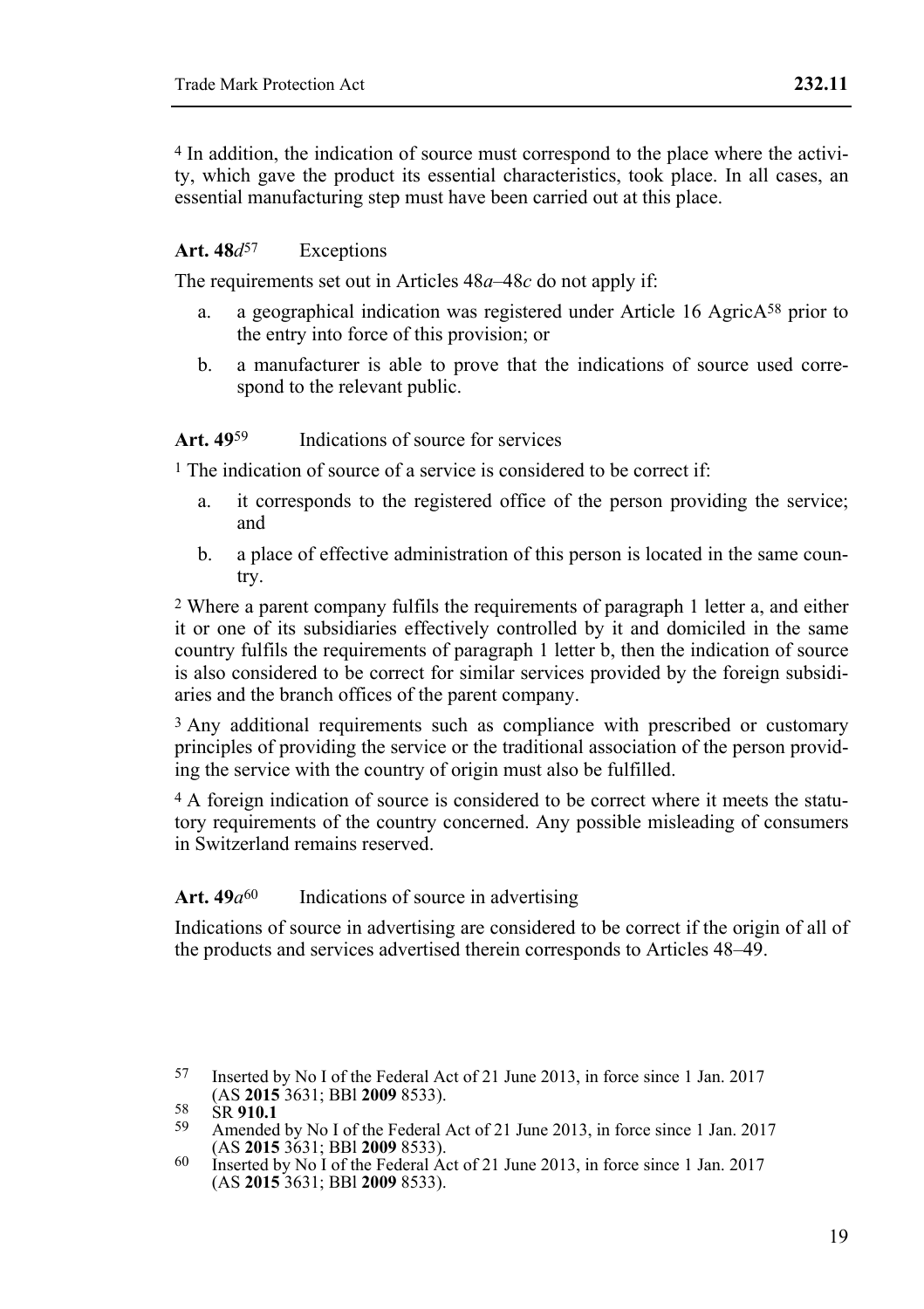[4] In addition, the indication of source must correspond to the place where the activity, which gave the product its essential characteristics, took place. In all cases, an essential manufacturing step must have been carried out at this place.

**Art. 48*d*[57]** Exceptions

The requirements set out in Articles 48*a*–48*c* do not apply if:

a. a geographical indication was registered under Article 16 AgricA[58] prior to the entry into force of this provision; or

b. a manufacturer is able to prove that the indications of source used correspond to the relevant public.

**Art. 49[59]** Indications of source for services

[1] The indication of source of a service is considered to be correct if:

a. it corresponds to the registered office of the person providing the service; and

b. a place of effective administration of this person is located in the same country.

[2] Where a parent company fulfils the requirements of paragraph 1 letter a, and either it or one of its subsidiaries effectively controlled by it and domiciled in the same country fulfils the requirements of paragraph 1 letter b, then the indication of source is also considered to be correct for similar services provided by the foreign subsidiaries and the branch offices of the parent company.

[3] Any additional requirements such as compliance with prescribed or customary principles of providing the service or the traditional association of the person providing the service with the country of origin must also be fulfilled.

[4] A foreign indication of source is considered to be correct where it meets the statutory requirements of the country concerned. Any possible misleading of consumers in Switzerland remains reserved.

**Art. 49*a*[60]** Indications of source in advertising

Indications of source in advertising are considered to be correct if the origin of all of the products and services advertised therein corresponds to Articles 48–49.

---

57 Inserted by No I of the Federal Act of 21 June 2013, in force since 1 Jan. 2017 (AS **2015** 3631; BBl **2009** 8533).

58 SR **910.1**

59 Amended by No I of the Federal Act of 21 June 2013, in force since 1 Jan. 2017 (AS **2015** 3631; BBl **2009** 8533).

60 Inserted by No I of the Federal Act of 21 June 2013, in force since 1 Jan. 2017 (AS **2015** 3631; BBl **2009** 8533).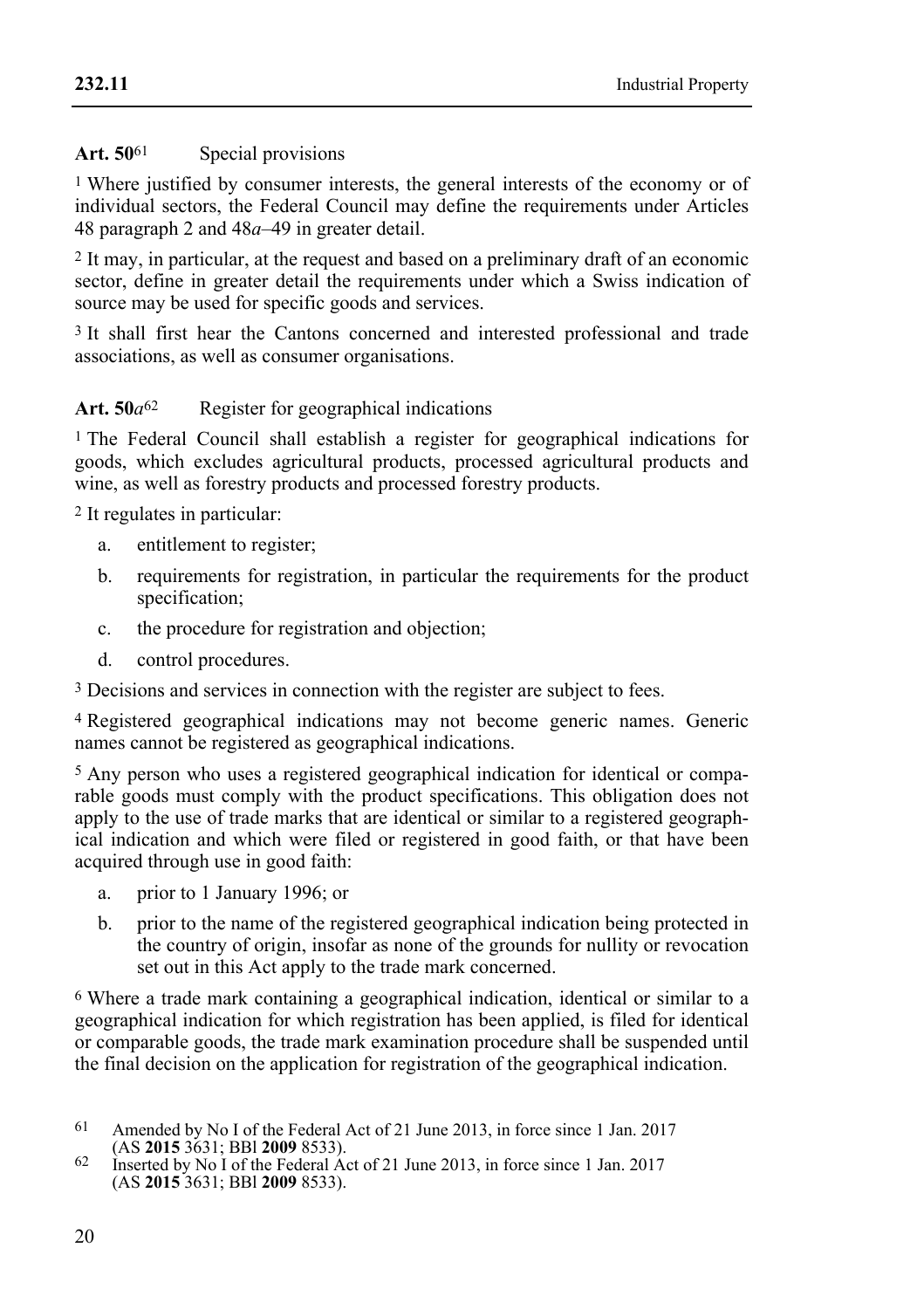**Art. 50**[61] Special provisions

[1] Where justified by consumer interests, the general interests of the economy or of individual sectors, the Federal Council may define the requirements under Articles 48 paragraph 2 and 48*a*–49 in greater detail.

[2] It may, in particular, at the request and based on a preliminary draft of an economic sector, define in greater detail the requirements under which a Swiss indication of source may be used for specific goods and services.

[3] It shall first hear the Cantons concerned and interested professional and trade associations, as well as consumer organisations.

**Art. 50*a***[62] Register for geographical indications

[1] The Federal Council shall establish a register for geographical indications for goods, which excludes agricultural products, processed agricultural products and wine, as well as forestry products and processed forestry products.

[2] It regulates in particular:

a. entitlement to register;

b. requirements for registration, in particular the requirements for the product specification;

c. the procedure for registration and objection;

d. control procedures.

[3] Decisions and services in connection with the register are subject to fees.

[4] Registered geographical indications may not become generic names. Generic names cannot be registered as geographical indications.

[5] Any person who uses a registered geographical indication for identical or comparable goods must comply with the product specifications. This obligation does not apply to the use of trade marks that are identical or similar to a registered geographical indication and which were filed or registered in good faith, or that have been acquired through use in good faith:

a. prior to 1 January 1996; or

b. prior to the name of the registered geographical indication being protected in the country of origin, insofar as none of the grounds for nullity or revocation set out in this Act apply to the trade mark concerned.

[6] Where a trade mark containing a geographical indication, identical or similar to a geographical indication for which registration has been applied, is filed for identical or comparable goods, the trade mark examination procedure shall be suspended until the final decision on the application for registration of the geographical indication.

---

[61] Amended by No I of the Federal Act of 21 June 2013, in force since 1 Jan. 2017 (AS **2015** 3631; BBl **2009** 8533).

[62] Inserted by No I of the Federal Act of 21 June 2013, in force since 1 Jan. 2017 (AS **2015** 3631; BBl **2009** 8533).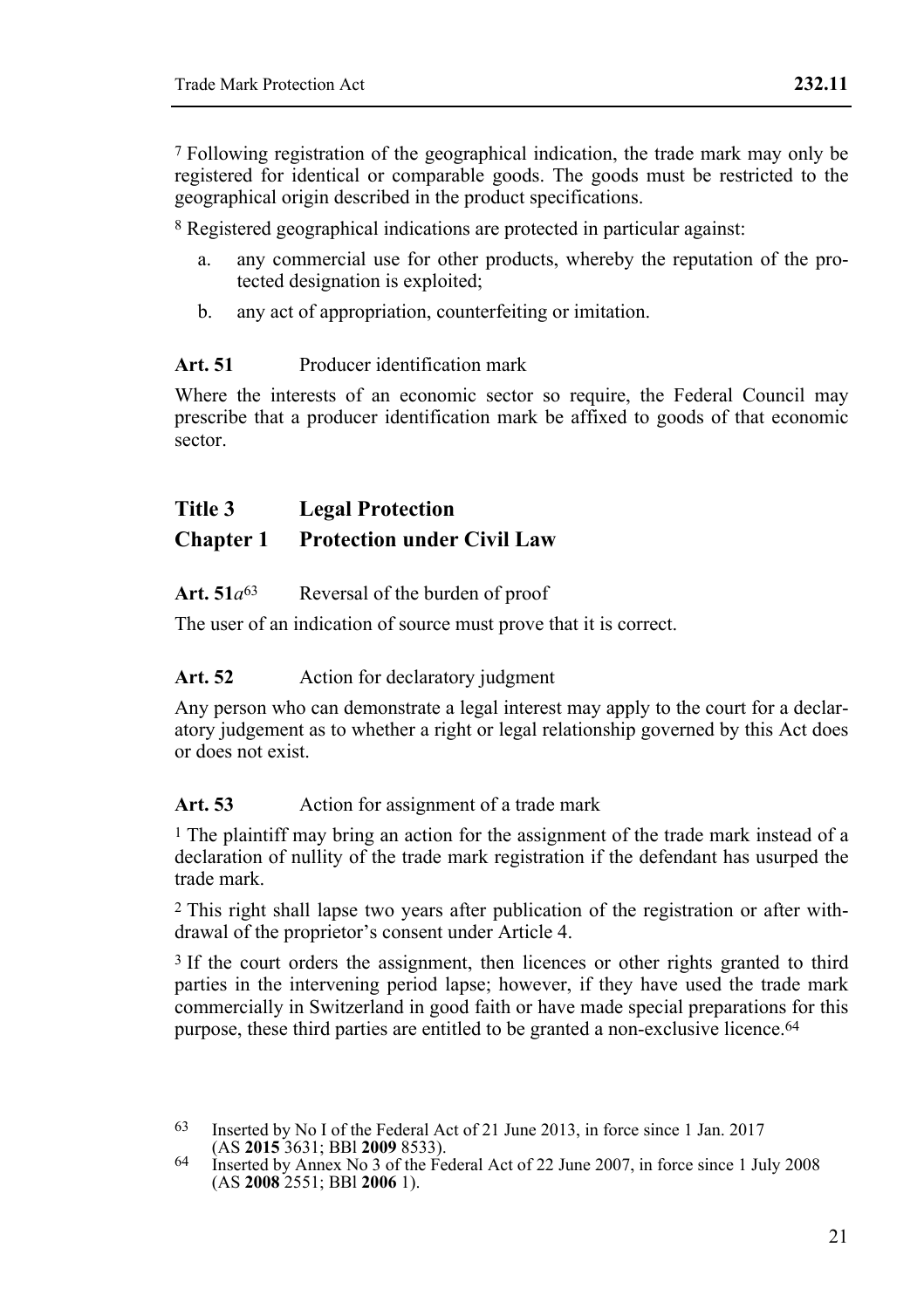[7] Following registration of the geographical indication, the trade mark may only be registered for identical or comparable goods. The goods must be restricted to the geographical origin described in the product specifications.

[8] Registered geographical indications are protected in particular against:

a. any commercial use for other products, whereby the reputation of the protected designation is exploited;

b. any act of appropriation, counterfeiting or imitation.

**Art. 51** Producer identification mark

Where the interests of an economic sector so require, the Federal Council may prescribe that a producer identification mark be affixed to goods of that economic sector.

## Title 3 Legal Protection

## Chapter 1 Protection under Civil Law

**Art. 51*a***[63] Reversal of the burden of proof

The user of an indication of source must prove that it is correct.

**Art. 52** Action for declaratory judgment

Any person who can demonstrate a legal interest may apply to the court for a declaratory judgement as to whether a right or legal relationship governed by this Act does or does not exist.

**Art. 53** Action for assignment of a trade mark

[1] The plaintiff may bring an action for the assignment of the trade mark instead of a declaration of nullity of the trade mark registration if the defendant has usurped the trade mark.

[2] This right shall lapse two years after publication of the registration or after withdrawal of the proprietor's consent under Article 4.

[3] If the court orders the assignment, then licences or other rights granted to third parties in the intervening period lapse; however, if they have used the trade mark commercially in Switzerland in good faith or have made special preparations for this purpose, these third parties are entitled to be granted a non-exclusive licence.[64]

---

[63] Inserted by No I of the Federal Act of 21 June 2013, in force since 1 Jan. 2017 (AS **2015** 3631; BBl **2009** 8533).

[64] Inserted by Annex No 3 of the Federal Act of 22 June 2007, in force since 1 July 2008 (AS **2008** 2551; BBl **2006** 1).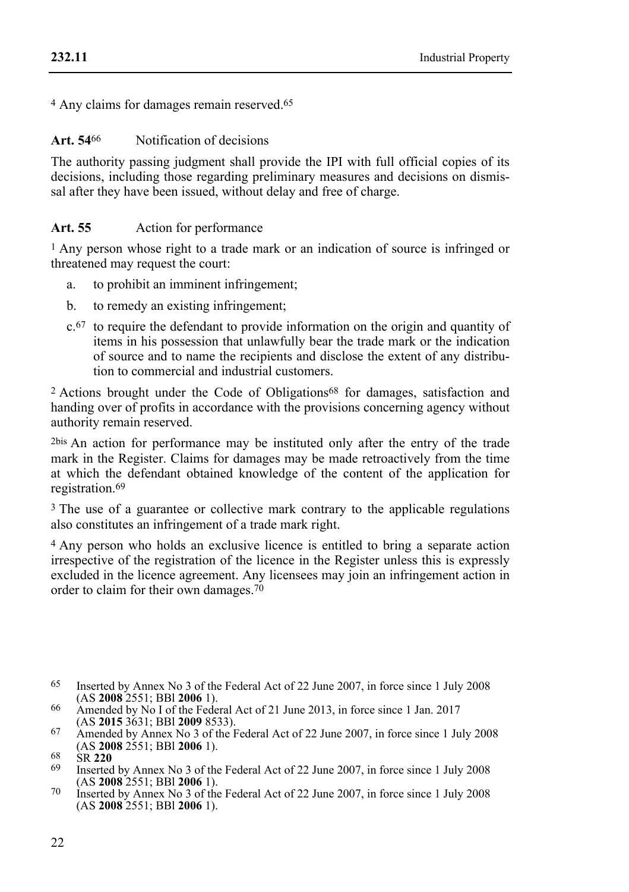[4] Any claims for damages remain reserved.[65]

### Art. 54[66] Notification of decisions

The authority passing judgment shall provide the IPI with full official copies of its decisions, including those regarding preliminary measures and decisions on dismissal after they have been issued, without delay and free of charge.

### Art. 55 Action for performance

[1] Any person whose right to a trade mark or an indication of source is infringed or threatened may request the court:

a. to prohibit an imminent infringement;

b. to remedy an existing infringement;

c.[67] to require the defendant to provide information on the origin and quantity of items in his possession that unlawfully bear the trade mark or the indication of source and to name the recipients and disclose the extent of any distribution to commercial and industrial customers.

[2] Actions brought under the Code of Obligations[68] for damages, satisfaction and handing over of profits in accordance with the provisions concerning agency without authority remain reserved.

[2bis] An action for performance may be instituted only after the entry of the trade mark in the Register. Claims for damages may be made retroactively from the time at which the defendant obtained knowledge of the content of the application for registration.[69]

[3] The use of a guarantee or collective mark contrary to the applicable regulations also constitutes an infringement of a trade mark right.

[4] Any person who holds an exclusive licence is entitled to bring a separate action irrespective of the registration of the licence in the Register unless this is expressly excluded in the licence agreement. Any licensees may join an infringement action in order to claim for their own damages.[70]

---

[65] Inserted by Annex No 3 of the Federal Act of 22 June 2007, in force since 1 July 2008 (AS **2008** 2551; BBl **2006** 1).

[66] Amended by No I of the Federal Act of 21 June 2013, in force since 1 Jan. 2017 (AS **2015** 3631; BBl **2009** 8533).

[67] Amended by Annex No 3 of the Federal Act of 22 June 2007, in force since 1 July 2008 (AS **2008** 2551; BBl **2006** 1).

[68] SR **220**

[69] Inserted by Annex No 3 of the Federal Act of 22 June 2007, in force since 1 July 2008 (AS **2008** 2551; BBl **2006** 1).

[70] Inserted by Annex No 3 of the Federal Act of 22 June 2007, in force since 1 July 2008 (AS **2008** 2551; BBl **2006** 1).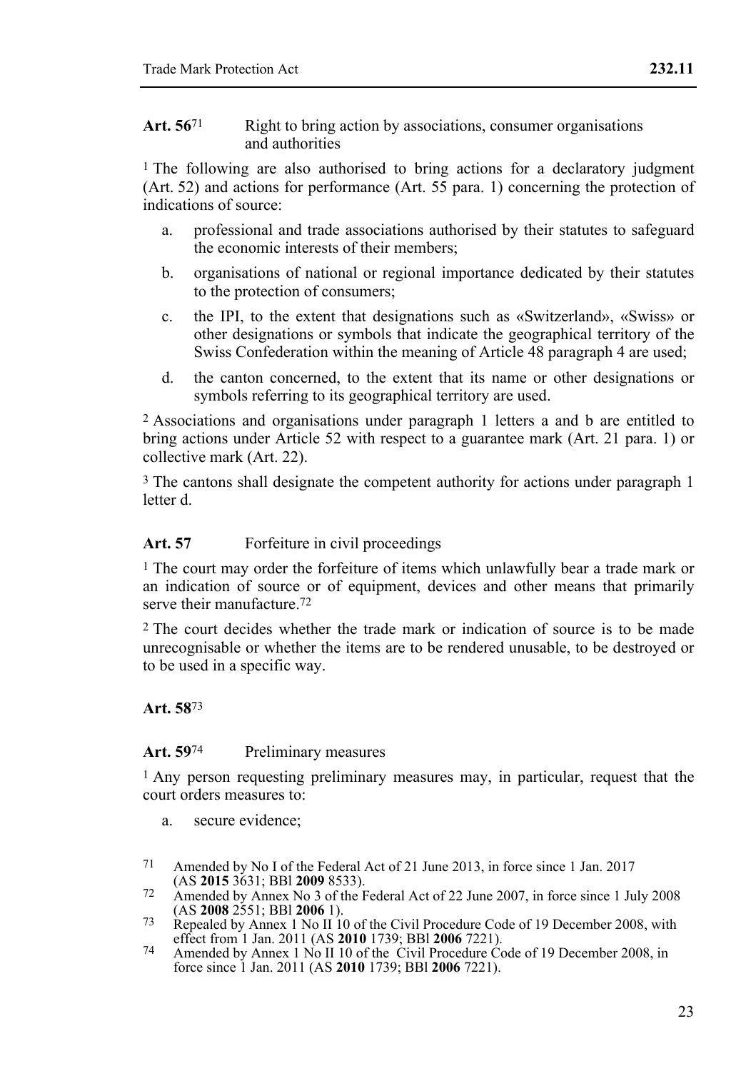**Art. 56**[71] Right to bring action by associations, consumer organisations and authorities

[1] The following are also authorised to bring actions for a declaratory judgment (Art. 52) and actions for performance (Art. 55 para. 1) concerning the protection of indications of source:

a. professional and trade associations authorised by their statutes to safeguard the economic interests of their members;

b. organisations of national or regional importance dedicated by their statutes to the protection of consumers;

c. the IPI, to the extent that designations such as «Switzerland», «Swiss» or other designations or symbols that indicate the geographical territory of the Swiss Confederation within the meaning of Article 48 paragraph 4 are used;

d. the canton concerned, to the extent that its name or other designations or symbols referring to its geographical territory are used.

[2] Associations and organisations under paragraph 1 letters a and b are entitled to bring actions under Article 52 with respect to a guarantee mark (Art. 21 para. 1) or collective mark (Art. 22).

[3] The cantons shall designate the competent authority for actions under paragraph 1 letter d.

**Art. 57** Forfeiture in civil proceedings

[1] The court may order the forfeiture of items which unlawfully bear a trade mark or an indication of source or of equipment, devices and other means that primarily serve their manufacture.[72]

[2] The court decides whether the trade mark or indication of source is to be made unrecognisable or whether the items are to be rendered unusable, to be destroyed or to be used in a specific way.

**Art. 58**[73]

**Art. 59**[74] Preliminary measures

[1] Any person requesting preliminary measures may, in particular, request that the court orders measures to:

a. secure evidence;

---

[71] Amended by No I of the Federal Act of 21 June 2013, in force since 1 Jan. 2017 (AS **2015** 3631; BBl **2009** 8533).

[72] Amended by Annex No 3 of the Federal Act of 22 June 2007, in force since 1 July 2008 (AS **2008** 2551; BBl **2006** 1).

[73] Repealed by Annex 1 No II 10 of the Civil Procedure Code of 19 December 2008, with effect from 1 Jan. 2011 (AS **2010** 1739; BBl **2006** 7221).

[74] Amended by Annex 1 No II 10 of the Civil Procedure Code of 19 December 2008, in force since 1 Jan. 2011 (AS **2010** 1739; BBl **2006** 7221).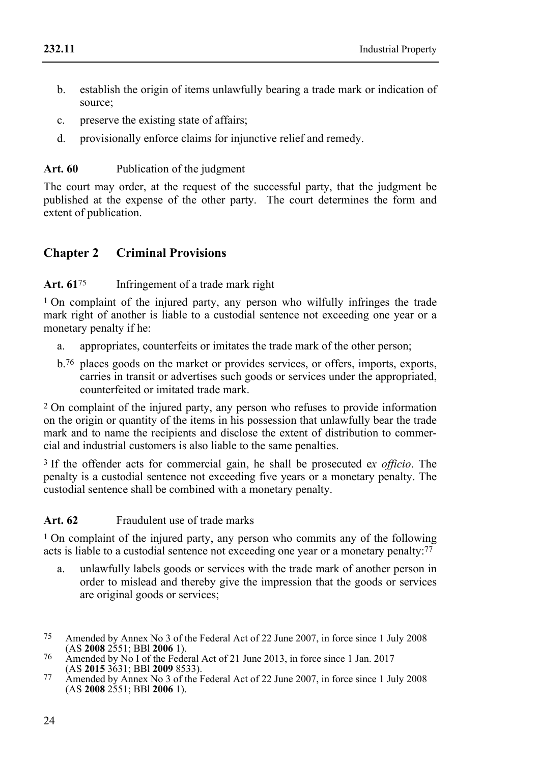b. establish the origin of items unlawfully bearing a trade mark or indication of source;

c. preserve the existing state of affairs;

d. provisionally enforce claims for injunctive relief and remedy.

**Art. 60** Publication of the judgment

The court may order, at the request of the successful party, that the judgment be published at the expense of the other party. The court determines the form and extent of publication.

## Chapter 2 Criminal Provisions

**Art. 61**[75] Infringement of a trade mark right

[1] On complaint of the injured party, any person who wilfully infringes the trade mark right of another is liable to a custodial sentence not exceeding one year or a monetary penalty if he:

a. appropriates, counterfeits or imitates the trade mark of the other person;

b.[76] places goods on the market or provides services, or offers, imports, exports, carries in transit or advertises such goods or services under the appropriated, counterfeited or imitated trade mark.

[2] On complaint of the injured party, any person who refuses to provide information on the origin or quantity of the items in his possession that unlawfully bear the trade mark and to name the recipients and disclose the extent of distribution to commercial and industrial customers is also liable to the same penalties.

[3] If the offender acts for commercial gain, he shall be prosecuted e*x officio*. The penalty is a custodial sentence not exceeding five years or a monetary penalty. The custodial sentence shall be combined with a monetary penalty.

**Art. 62** Fraudulent use of trade marks

[1] On complaint of the injured party, any person who commits any of the following acts is liable to a custodial sentence not exceeding one year or a monetary penalty:[77]

a. unlawfully labels goods or services with the trade mark of another person in order to mislead and thereby give the impression that the goods or services are original goods or services;

---

75 Amended by Annex No 3 of the Federal Act of 22 June 2007, in force since 1 July 2008 (AS **2008** 2551; BBl **2006** 1).

76 Amended by No I of the Federal Act of 21 June 2013, in force since 1 Jan. 2017 (AS **2015** 3631; BBl **2009** 8533).

77 Amended by Annex No 3 of the Federal Act of 22 June 2007, in force since 1 July 2008 (AS **2008** 2551; BBl **2006** 1).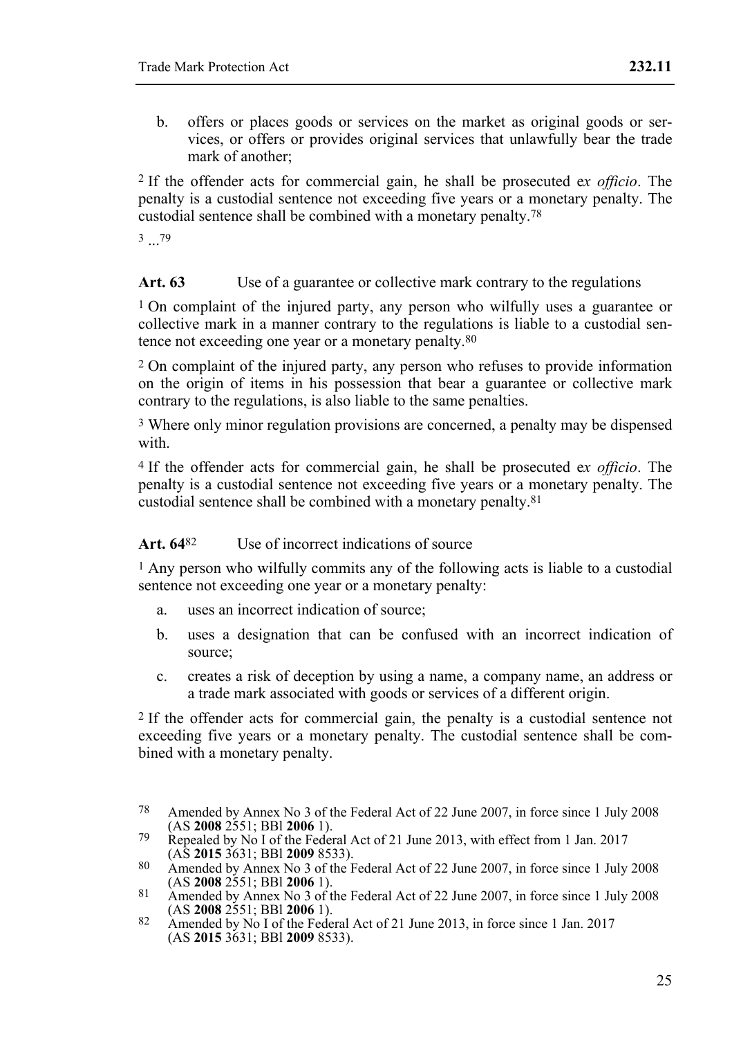b. offers or places goods or services on the market as original goods or services, or offers or provides original services that unlawfully bear the trade mark of another;

[2] If the offender acts for commercial gain, he shall be prosecuted e*x officio*. The penalty is a custodial sentence not exceeding five years or a monetary penalty. The custodial sentence shall be combined with a monetary penalty.[78]

[3] ...[79]

**Art. 63** Use of a guarantee or collective mark contrary to the regulations

[1] On complaint of the injured party, any person who wilfully uses a guarantee or collective mark in a manner contrary to the regulations is liable to a custodial sentence not exceeding one year or a monetary penalty.[80]

[2] On complaint of the injured party, any person who refuses to provide information on the origin of items in his possession that bear a guarantee or collective mark contrary to the regulations, is also liable to the same penalties.

[3] Where only minor regulation provisions are concerned, a penalty may be dispensed with.

[4] If the offender acts for commercial gain, he shall be prosecuted e*x officio*. The penalty is a custodial sentence not exceeding five years or a monetary penalty. The custodial sentence shall be combined with a monetary penalty.[81]

**Art. 64**[82] Use of incorrect indications of source

[1] Any person who wilfully commits any of the following acts is liable to a custodial sentence not exceeding one year or a monetary penalty:

a. uses an incorrect indication of source;

b. uses a designation that can be confused with an incorrect indication of source;

c. creates a risk of deception by using a name, a company name, an address or a trade mark associated with goods or services of a different origin.

[2] If the offender acts for commercial gain, the penalty is a custodial sentence not exceeding five years or a monetary penalty. The custodial sentence shall be combined with a monetary penalty.

---

78 Amended by Annex No 3 of the Federal Act of 22 June 2007, in force since 1 July 2008 (AS **2008** 2551; BBl **2006** 1).

79 Repealed by No I of the Federal Act of 21 June 2013, with effect from 1 Jan. 2017 (AS **2015** 3631; BBl **2009** 8533).

80 Amended by Annex No 3 of the Federal Act of 22 June 2007, in force since 1 July 2008 (AS **2008** 2551; BBl **2006** 1).

81 Amended by Annex No 3 of the Federal Act of 22 June 2007, in force since 1 July 2008 (AS **2008** 2551; BBl **2006** 1).

82 Amended by No I of the Federal Act of 21 June 2013, in force since 1 Jan. 2017 (AS **2015** 3631; BBl **2009** 8533).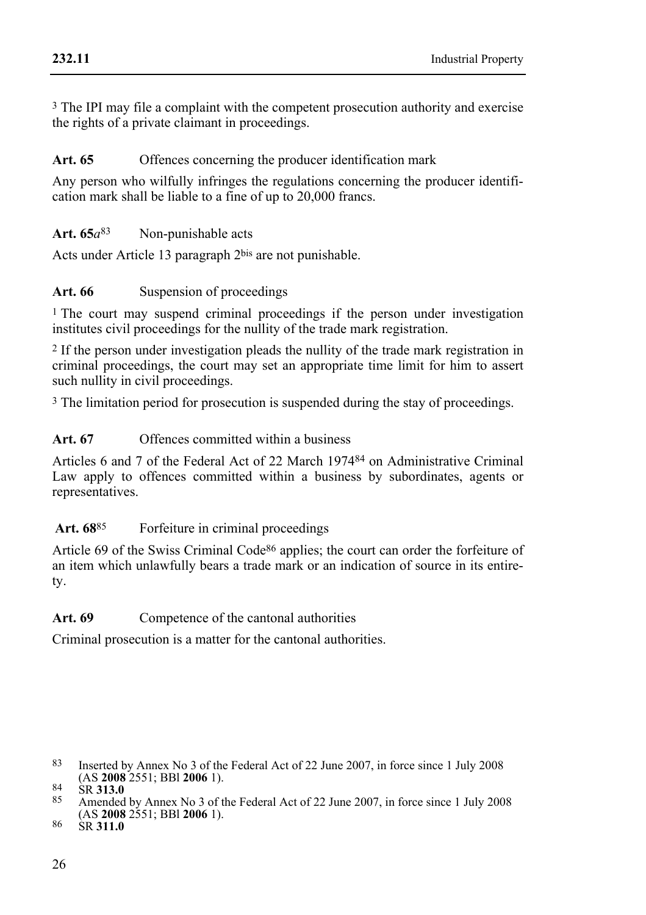[3] The IPI may file a complaint with the competent prosecution authority and exercise the rights of a private claimant in proceedings.

**Art. 65** Offences concerning the producer identification mark

Any person who wilfully infringes the regulations concerning the producer identification mark shall be liable to a fine of up to 20,000 francs.

**Art. 65*a***[83] Non-punishable acts

Acts under Article 13 paragraph 2[bis] are not punishable.

**Art. 66** Suspension of proceedings

[1] The court may suspend criminal proceedings if the person under investigation institutes civil proceedings for the nullity of the trade mark registration.

[2] If the person under investigation pleads the nullity of the trade mark registration in criminal proceedings, the court may set an appropriate time limit for him to assert such nullity in civil proceedings.

[3] The limitation period for prosecution is suspended during the stay of proceedings.

**Art. 67** Offences committed within a business

Articles 6 and 7 of the Federal Act of 22 March 1974[84] on Administrative Criminal Law apply to offences committed within a business by subordinates, agents or representatives.

**Art. 68**[85] Forfeiture in criminal proceedings

Article 69 of the Swiss Criminal Code[86] applies; the court can order the forfeiture of an item which unlawfully bears a trade mark or an indication of source in its entirety.

**Art. 69** Competence of the cantonal authorities

Criminal prosecution is a matter for the cantonal authorities.

---

83 Inserted by Annex No 3 of the Federal Act of 22 June 2007, in force since 1 July 2008 (AS **2008** 2551; BBl **2006** 1).

84 SR **313.0**

85 Amended by Annex No 3 of the Federal Act of 22 June 2007, in force since 1 July 2008 (AS **2008** 2551; BBl **2006** 1).

86 SR **311.0**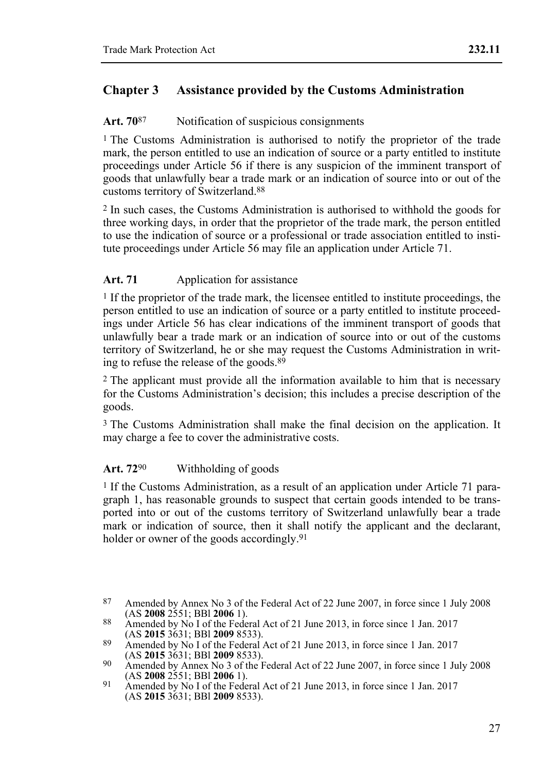## Chapter 3 Assistance provided by the Customs Administration

**Art. 70**[87] Notification of suspicious consignments

[1] The Customs Administration is authorised to notify the proprietor of the trade mark, the person entitled to use an indication of source or a party entitled to institute proceedings under Article 56 if there is any suspicion of the imminent transport of goods that unlawfully bear a trade mark or an indication of source into or out of the customs territory of Switzerland.[88]

[2] In such cases, the Customs Administration is authorised to withhold the goods for three working days, in order that the proprietor of the trade mark, the person entitled to use the indication of source or a professional or trade association entitled to institute proceedings under Article 56 may file an application under Article 71.

**Art. 71** Application for assistance

[1] If the proprietor of the trade mark, the licensee entitled to institute proceedings, the person entitled to use an indication of source or a party entitled to institute proceedings under Article 56 has clear indications of the imminent transport of goods that unlawfully bear a trade mark or an indication of source into or out of the customs territory of Switzerland, he or she may request the Customs Administration in writing to refuse the release of the goods.[89]

[2] The applicant must provide all the information available to him that is necessary for the Customs Administration's decision; this includes a precise description of the goods.

[3] The Customs Administration shall make the final decision on the application. It may charge a fee to cover the administrative costs.

**Art. 72**[90] Withholding of goods

[1] If the Customs Administration, as a result of an application under Article 71 paragraph 1, has reasonable grounds to suspect that certain goods intended to be transported into or out of the customs territory of Switzerland unlawfully bear a trade mark or indication of source, then it shall notify the applicant and the declarant, holder or owner of the goods accordingly.[91]

---

[87] Amended by Annex No 3 of the Federal Act of 22 June 2007, in force since 1 July 2008 (AS **2008** 2551; BBl **2006** 1).

[88] Amended by No I of the Federal Act of 21 June 2013, in force since 1 Jan. 2017 (AS **2015** 3631; BBl **2009** 8533).

[89] Amended by No I of the Federal Act of 21 June 2013, in force since 1 Jan. 2017 (AS **2015** 3631; BBl **2009** 8533).

[90] Amended by Annex No 3 of the Federal Act of 22 June 2007, in force since 1 July 2008 (AS **2008** 2551; BBl **2006** 1).

[91] Amended by No I of the Federal Act of 21 June 2013, in force since 1 Jan. 2017 (AS **2015** 3631; BBl **2009** 8533).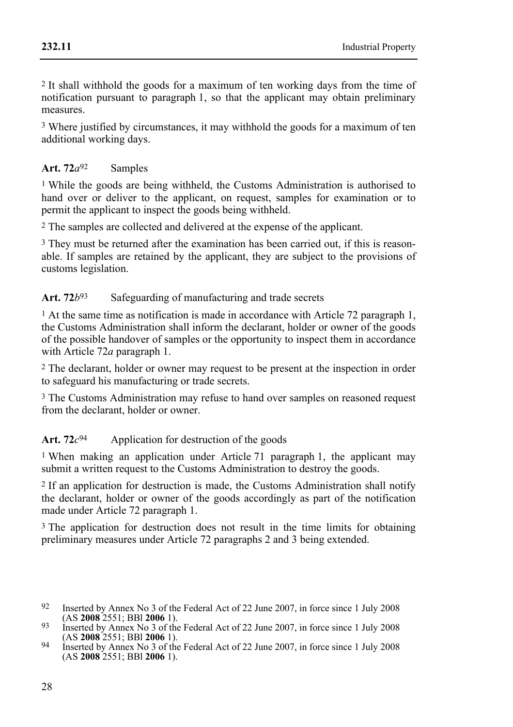[2] It shall withhold the goods for a maximum of ten working days from the time of notification pursuant to paragraph 1, so that the applicant may obtain preliminary measures.

[3] Where justified by circumstances, it may withhold the goods for a maximum of ten additional working days.

**Art. 72*a*[92]** Samples

[1] While the goods are being withheld, the Customs Administration is authorised to hand over or deliver to the applicant, on request, samples for examination or to permit the applicant to inspect the goods being withheld.

[2] The samples are collected and delivered at the expense of the applicant.

[3] They must be returned after the examination has been carried out, if this is reasonable. If samples are retained by the applicant, they are subject to the provisions of customs legislation.

**Art. 72*b*[93]** Safeguarding of manufacturing and trade secrets

[1] At the same time as notification is made in accordance with Article 72 paragraph 1, the Customs Administration shall inform the declarant, holder or owner of the goods of the possible handover of samples or the opportunity to inspect them in accordance with Article 72*a* paragraph 1.

[2] The declarant, holder or owner may request to be present at the inspection in order to safeguard his manufacturing or trade secrets.

[3] The Customs Administration may refuse to hand over samples on reasoned request from the declarant, holder or owner.

**Art. 72*c*[94]** Application for destruction of the goods

[1] When making an application under Article 71 paragraph 1, the applicant may submit a written request to the Customs Administration to destroy the goods.

[2] If an application for destruction is made, the Customs Administration shall notify the declarant, holder or owner of the goods accordingly as part of the notification made under Article 72 paragraph 1.

[3] The application for destruction does not result in the time limits for obtaining preliminary measures under Article 72 paragraphs 2 and 3 being extended.

---

92 Inserted by Annex No 3 of the Federal Act of 22 June 2007, in force since 1 July 2008 (AS **2008** 2551; BBl **2006** 1).

93 Inserted by Annex No 3 of the Federal Act of 22 June 2007, in force since 1 July 2008 (AS **2008** 2551; BBl **2006** 1).

94 Inserted by Annex No 3 of the Federal Act of 22 June 2007, in force since 1 July 2008 (AS **2008** 2551; BBl **2006** 1).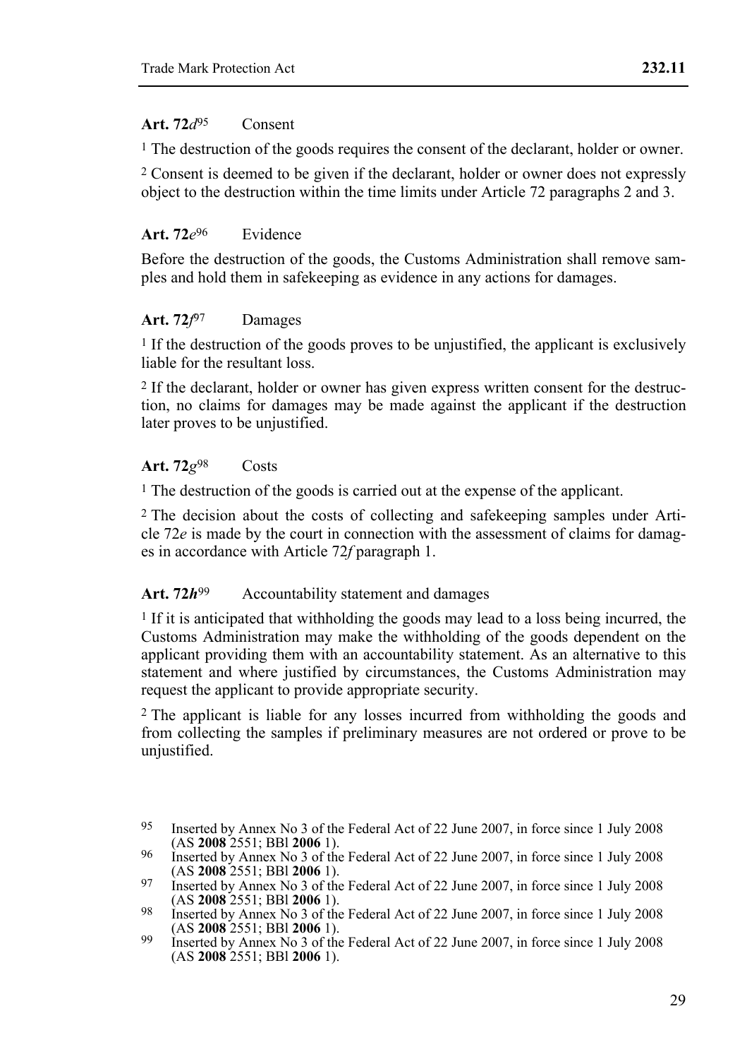**Art. 72*d*[95]** Consent

[1] The destruction of the goods requires the consent of the declarant, holder or owner.

[2] Consent is deemed to be given if the declarant, holder or owner does not expressly object to the destruction within the time limits under Article 72 paragraphs 2 and 3.

**Art. 72*e*[96]** Evidence

Before the destruction of the goods, the Customs Administration shall remove samples and hold them in safekeeping as evidence in any actions for damages.

**Art. 72*f*[97]** Damages

[1] If the destruction of the goods proves to be unjustified, the applicant is exclusively liable for the resultant loss.

[2] If the declarant, holder or owner has given express written consent for the destruction, no claims for damages may be made against the applicant if the destruction later proves to be unjustified.

**Art. 72*g*[98]** Costs

[1] The destruction of the goods is carried out at the expense of the applicant.

[2] The decision about the costs of collecting and safekeeping samples under Article 72*e* is made by the court in connection with the assessment of claims for damages in accordance with Article 72*f* paragraph 1.

**Art. 72*h*[99]** Accountability statement and damages

[1] If it is anticipated that withholding the goods may lead to a loss being incurred, the Customs Administration may make the withholding of the goods dependent on the applicant providing them with an accountability statement. As an alternative to this statement and where justified by circumstances, the Customs Administration may request the applicant to provide appropriate security.

[2] The applicant is liable for any losses incurred from withholding the goods and from collecting the samples if preliminary measures are not ordered or prove to be unjustified.

---

[95] Inserted by Annex No 3 of the Federal Act of 22 June 2007, in force since 1 July 2008 (AS **2008** 2551; BBl **2006** 1).

[96] Inserted by Annex No 3 of the Federal Act of 22 June 2007, in force since 1 July 2008 (AS **2008** 2551; BBl **2006** 1).

[97] Inserted by Annex No 3 of the Federal Act of 22 June 2007, in force since 1 July 2008 (AS **2008** 2551; BBl **2006** 1).

[98] Inserted by Annex No 3 of the Federal Act of 22 June 2007, in force since 1 July 2008 (AS **2008** 2551; BBl **2006** 1).

[99] Inserted by Annex No 3 of the Federal Act of 22 June 2007, in force since 1 July 2008 (AS **2008** 2551; BBl **2006** 1).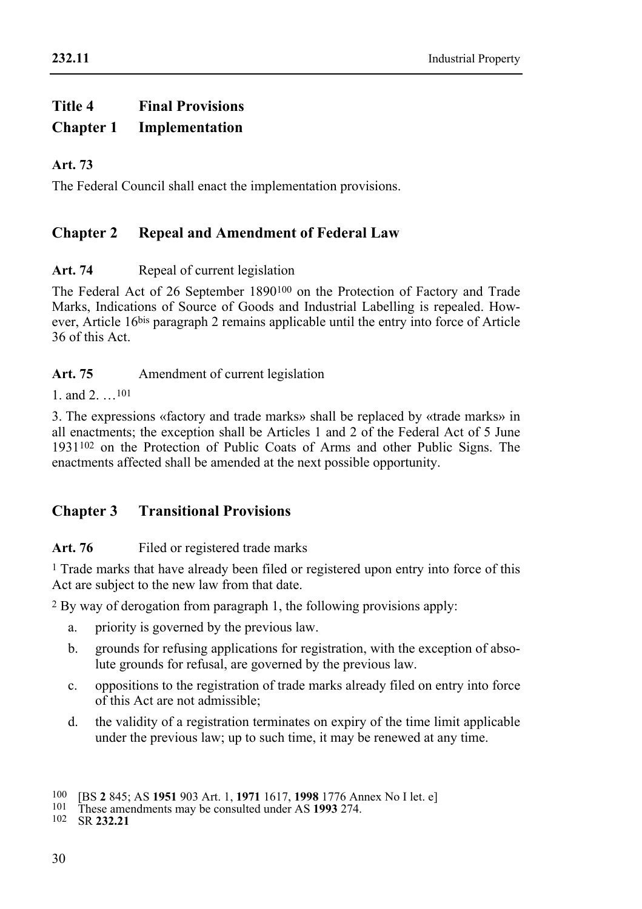# Title 4 Final Provisions

## Chapter 1 Implementation

**Art. 73**

The Federal Council shall enact the implementation provisions.

## Chapter 2 Repeal and Amendment of Federal Law

**Art. 74** Repeal of current legislation

The Federal Act of 26 September 1890[100] on the Protection of Factory and Trade Marks, Indications of Source of Goods and Industrial Labelling is repealed. However, Article 16bis paragraph 2 remains applicable until the entry into force of Article 36 of this Act.

**Art. 75** Amendment of current legislation

1. and 2. …[101]

3. The expressions «factory and trade marks» shall be replaced by «trade marks» in all enactments; the exception shall be Articles 1 and 2 of the Federal Act of 5 June 1931[102] on the Protection of Public Coats of Arms and other Public Signs. The enactments affected shall be amended at the next possible opportunity.

## Chapter 3 Transitional Provisions

**Art. 76** Filed or registered trade marks

[1] Trade marks that have already been filed or registered upon entry into force of this Act are subject to the new law from that date.

[2] By way of derogation from paragraph 1, the following provisions apply:

a. priority is governed by the previous law.

b. grounds for refusing applications for registration, with the exception of absolute grounds for refusal, are governed by the previous law.

c. oppositions to the registration of trade marks already filed on entry into force of this Act are not admissible;

d. the validity of a registration terminates on expiry of the time limit applicable under the previous law; up to such time, it may be renewed at any time.

---

[100] [BS **2** 845; AS **1951** 903 Art. 1, **1971** 1617, **1998** 1776 Annex No I let. e]

[101] These amendments may be consulted under AS **1993** 274.

[102] SR **232.21**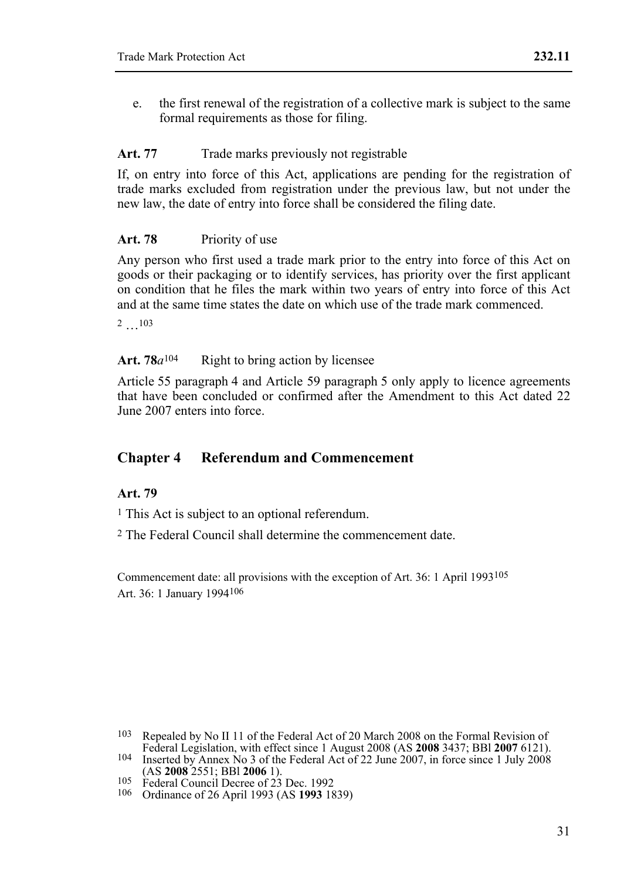e. the first renewal of the registration of a collective mark is subject to the same formal requirements as those for filing.

**Art. 77** Trade marks previously not registrable

If, on entry into force of this Act, applications are pending for the registration of trade marks excluded from registration under the previous law, but not under the new law, the date of entry into force shall be considered the filing date.

**Art. 78** Priority of use

Any person who first used a trade mark prior to the entry into force of this Act on goods or their packaging or to identify services, has priority over the first applicant on condition that he files the mark within two years of entry into force of this Act and at the same time states the date on which use of the trade mark commenced.

2 …[103]

**Art. 78*a***[104] Right to bring action by licensee

Article 55 paragraph 4 and Article 59 paragraph 5 only apply to licence agreements that have been concluded or confirmed after the Amendment to this Act dated 22 June 2007 enters into force.

## Chapter 4 Referendum and Commencement

**Art. 79**

1 This Act is subject to an optional referendum.

2 The Federal Council shall determine the commencement date.

Commencement date: all provisions with the exception of Art. 36: 1 April 1993[105]
Art. 36: 1 January 1994[106]

---

[103] Repealed by No II 11 of the Federal Act of 20 March 2008 on the Formal Revision of Federal Legislation, with effect since 1 August 2008 (AS **2008** 3437; BBl **2007** 6121).

[104] Inserted by Annex No 3 of the Federal Act of 22 June 2007, in force since 1 July 2008 (AS **2008** 2551; BBl **2006** 1).

[105] Federal Council Decree of 23 Dec. 1992

[106] Ordinance of 26 April 1993 (AS **1993** 1839)